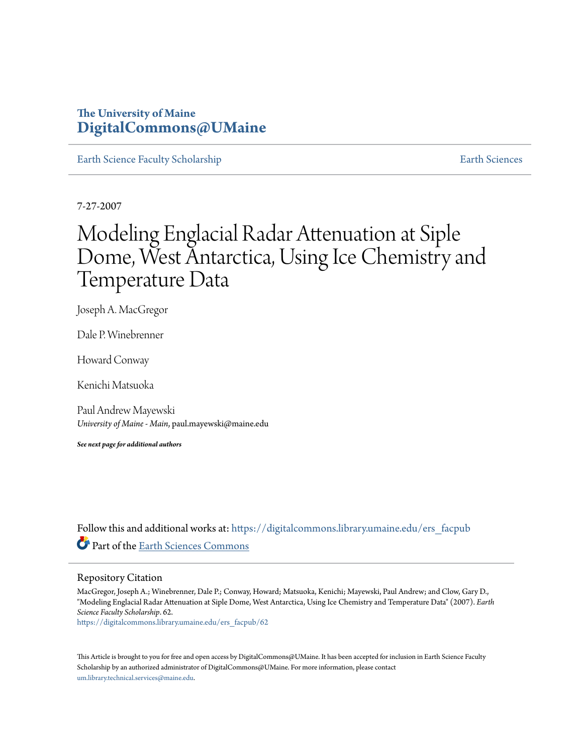**The University of Maine**
**DigitalCommons@UMaine**

Earth Science Faculty Scholarship | Earth Sciences

7-27-2007

# Modeling Englacial Radar Attenuation at Siple Dome, West Antarctica, Using Ice Chemistry and Temperature Data

Joseph A. MacGregor

Dale P. Winebrenner

Howard Conway

Kenichi Matsuoka

Paul Andrew Mayewski
*University of Maine - Main*, paul.mayewski@maine.edu

***See next page for additional authors***

Follow this and additional works at: https://digitalcommons.library.umaine.edu/ers_facpub

Part of the Earth Sciences Commons

## Repository Citation

MacGregor, Joseph A.; Winebrenner, Dale P.; Conway, Howard; Matsuoka, Kenichi; Mayewski, Paul Andrew; and Clow, Gary D., "Modeling Englacial Radar Attenuation at Siple Dome, West Antarctica, Using Ice Chemistry and Temperature Data" (2007). *Earth Science Faculty Scholarship*. 62.
https://digitalcommons.library.umaine.edu/ers_facpub/62

This Article is brought to you for free and open access by DigitalCommons@UMaine. It has been accepted for inclusion in Earth Science Faculty Scholarship by an authorized administrator of DigitalCommons@UMaine. For more information, please contact um.library.technical.services@maine.edu.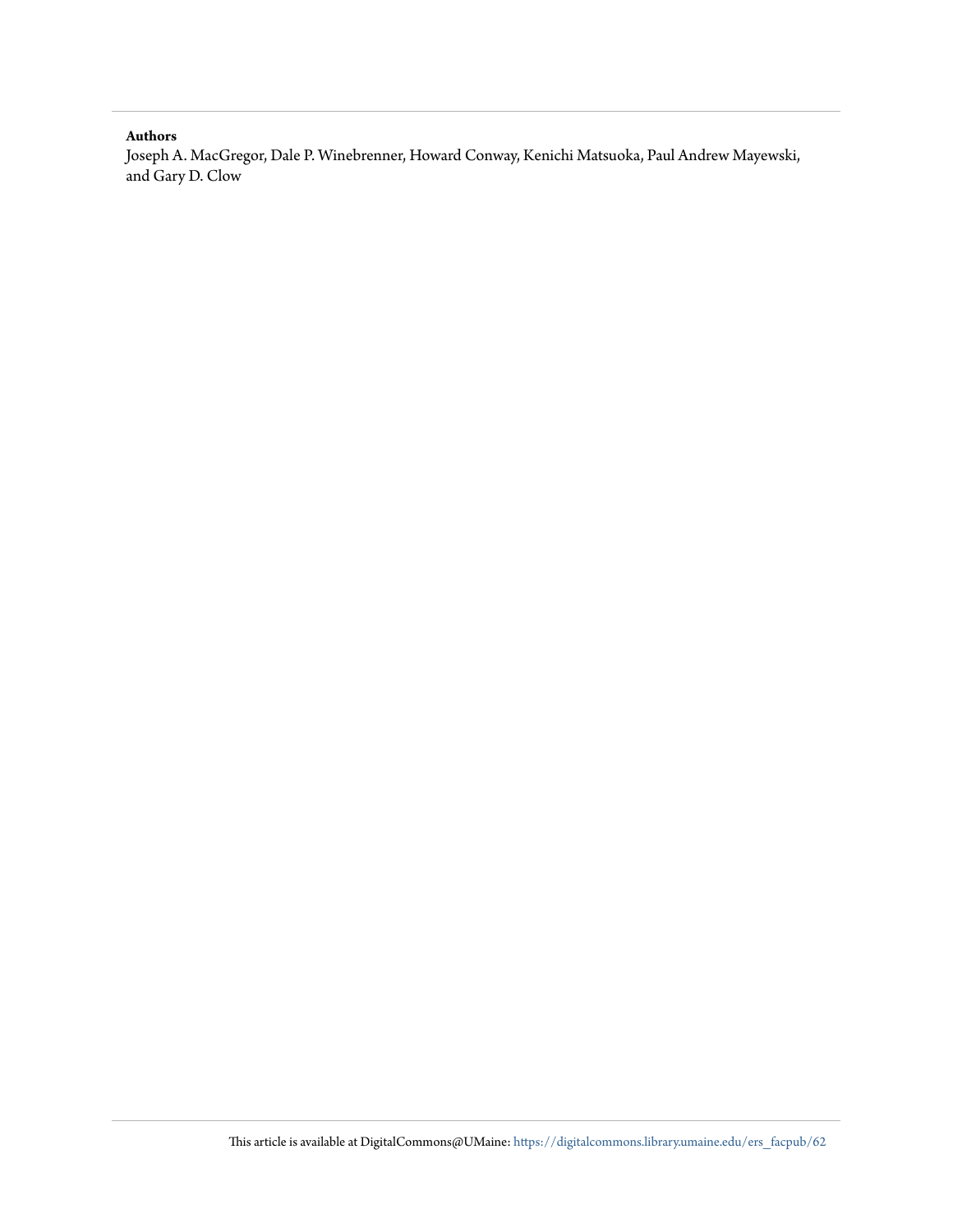**Authors**

Joseph A. MacGregor, Dale P. Winebrenner, Howard Conway, Kenichi Matsuoka, Paul Andrew Mayewski, and Gary D. Clow

This article is available at DigitalCommons@UMaine: https://digitalcommons.library.umaine.edu/ers_facpub/62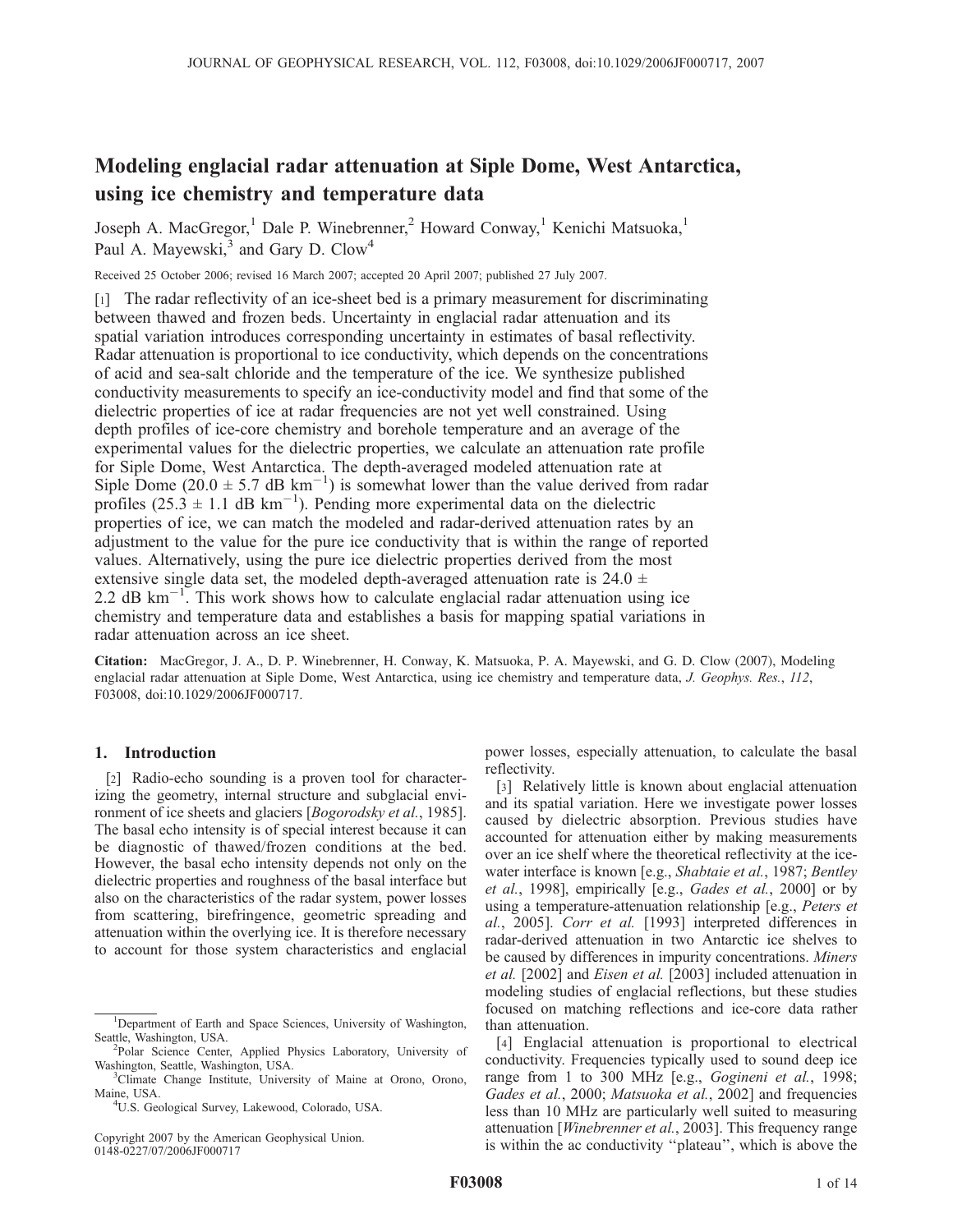# Modeling englacial radar attenuation at Siple Dome, West Antarctica, using ice chemistry and temperature data

Joseph A. MacGregor,[1] Dale P. Winebrenner,[2] Howard Conway,[1] Kenichi Matsuoka,[1] Paul A. Mayewski,[3] and Gary D. Clow[4]

Received 25 October 2006; revised 16 March 2007; accepted 20 April 2007; published 27 July 2007.

[1] The radar reflectivity of an ice-sheet bed is a primary measurement for discriminating between thawed and frozen beds. Uncertainty in englacial radar attenuation and its spatial variation introduces corresponding uncertainty in estimates of basal reflectivity. Radar attenuation is proportional to ice conductivity, which depends on the concentrations of acid and sea-salt chloride and the temperature of the ice. We synthesize published conductivity measurements to specify an ice-conductivity model and find that some of the dielectric properties of ice at radar frequencies are not yet well constrained. Using depth profiles of ice-core chemistry and borehole temperature and an average of the experimental values for the dielectric properties, we calculate an attenuation rate profile for Siple Dome, West Antarctica. The depth-averaged modeled attenuation rate at Siple Dome ($20.0 \pm 5.7$ dB km$^{-1}$) is somewhat lower than the value derived from radar profiles ($25.3 \pm 1.1$ dB km$^{-1}$). Pending more experimental data on the dielectric properties of ice, we can match the modeled and radar-derived attenuation rates by an adjustment to the value for the pure ice conductivity that is within the range of reported values. Alternatively, using the pure ice dielectric properties derived from the most extensive single data set, the modeled depth-averaged attenuation rate is $24.0 \pm 2.2$ dB km$^{-1}$. This work shows how to calculate englacial radar attenuation using ice chemistry and temperature data and establishes a basis for mapping spatial variations in radar attenuation across an ice sheet.

**Citation:** MacGregor, J. A., D. P. Winebrenner, H. Conway, K. Matsuoka, P. A. Mayewski, and G. D. Clow (2007), Modeling englacial radar attenuation at Siple Dome, West Antarctica, using ice chemistry and temperature data, *J. Geophys. Res.*, *112*, F03008, doi:10.1029/2006JF000717.

## 1. Introduction

[2] Radio-echo sounding is a proven tool for characterizing the geometry, internal structure and subglacial environment of ice sheets and glaciers [*Bogorodsky et al.*, 1985]. The basal echo intensity is of special interest because it can be diagnostic of thawed/frozen conditions at the bed. However, the basal echo intensity depends not only on the dielectric properties and roughness of the basal interface but also on the characteristics of the radar system, power losses from scattering, birefringence, geometric spreading and attenuation within the overlying ice. It is therefore necessary to account for those system characteristics and englacial power losses, especially attenuation, to calculate the basal reflectivity.

[3] Relatively little is known about englacial attenuation and its spatial variation. Here we investigate power losses caused by dielectric absorption. Previous studies have accounted for attenuation either by making measurements over an ice shelf where the theoretical reflectivity at the ice-water interface is known [e.g., *Shabtaie et al.*, 1987; *Bentley et al.*, 1998], empirically [e.g., *Gades et al.*, 2000] or by using a temperature-attenuation relationship [e.g., *Peters et al.*, 2005]. *Corr et al.* [1993] interpreted differences in radar-derived attenuation in two Antarctic ice shelves to be caused by differences in impurity concentrations. *Miners et al.* [2002] and *Eisen et al.* [2003] included attenuation in modeling studies of englacial reflections, but these studies focused on matching reflections and ice-core data rather than attenuation.

[4] Englacial attenuation is proportional to electrical conductivity. Frequencies typically used to sound deep ice range from 1 to 300 MHz [e.g., *Gogineni et al.*, 1998; *Gades et al.*, 2000; *Matsuoka et al.*, 2002] and frequencies less than 10 MHz are particularly well suited to measuring attenuation [*Winebrenner et al.*, 2003]. This frequency range is within the ac conductivity "plateau", which is above the

[1]Department of Earth and Space Sciences, University of Washington, Seattle, Washington, USA.

[2]Polar Science Center, Applied Physics Laboratory, University of Washington, Seattle, Washington, USA.

[3]Climate Change Institute, University of Maine at Orono, Orono, Maine, USA.

[4]U.S. Geological Survey, Lakewood, Colorado, USA.

Copyright 2007 by the American Geophysical Union.
0148-0227/07/2006JF000717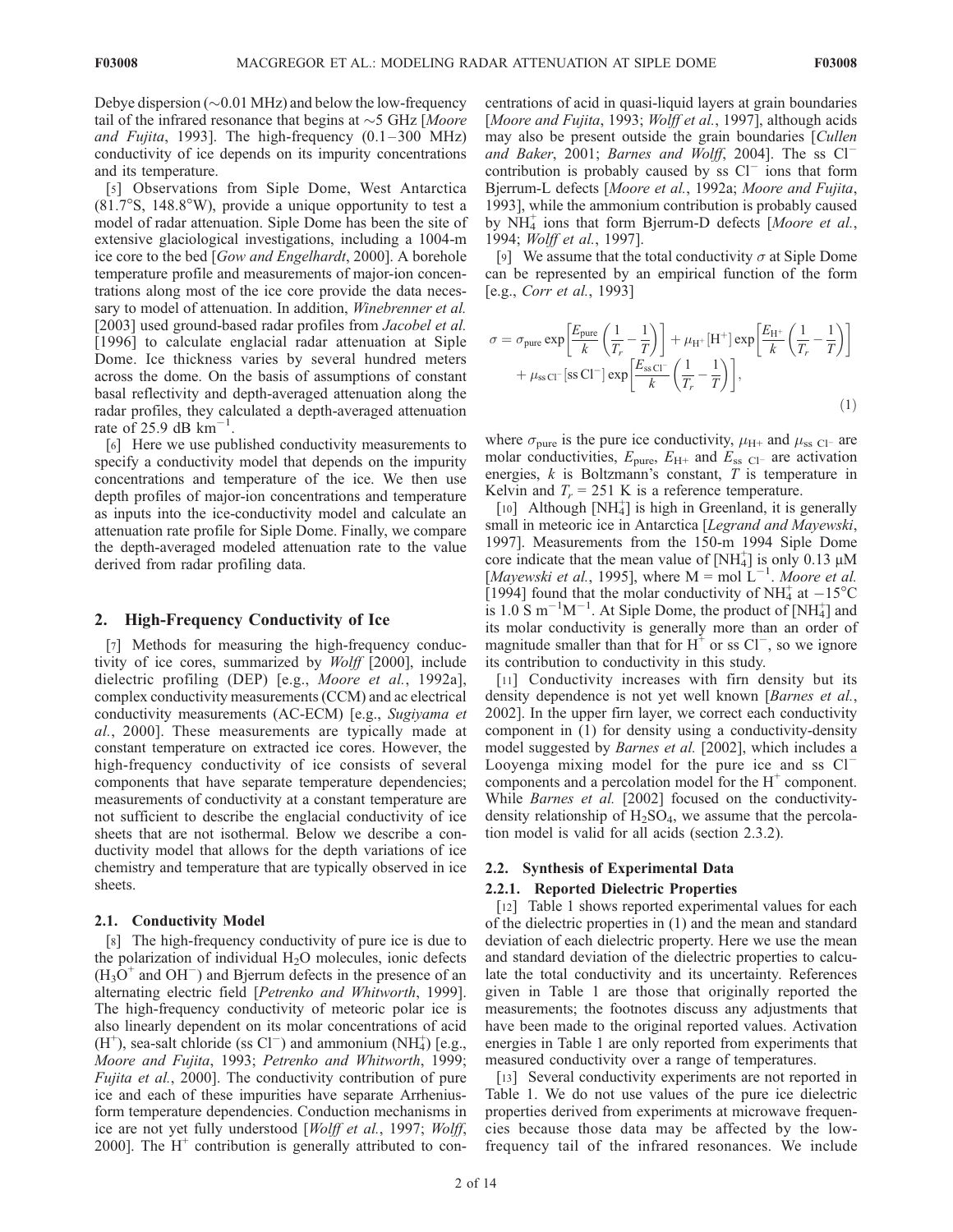Debye dispersion (~0.01 MHz) and below the low-frequency tail of the infrared resonance that begins at ~5 GHz [*Moore and Fujita*, 1993]. The high-frequency (0.1–300 MHz) conductivity of ice depends on its impurity concentrations and its temperature.

[5] Observations from Siple Dome, West Antarctica (81.7°S, 148.8°W), provide a unique opportunity to test a model of radar attenuation. Siple Dome has been the site of extensive glaciological investigations, including a 1004-m ice core to the bed [*Gow and Engelhardt*, 2000]. A borehole temperature profile and measurements of major-ion concentrations along most of the ice core provide the data necessary to model of attenuation. In addition, *Winebrenner et al.* [2003] used ground-based radar profiles from *Jacobel et al.* [1996] to calculate englacial radar attenuation at Siple Dome. Ice thickness varies by several hundred meters across the dome. On the basis of assumptions of constant basal reflectivity and depth-averaged attenuation along the radar profiles, they calculated a depth-averaged attenuation rate of 25.9 dB $km^{-1}$.

[6] Here we use published conductivity measurements to specify a conductivity model that depends on the impurity concentrations and temperature of the ice. We then use depth profiles of major-ion concentrations and temperature as inputs into the ice-conductivity model and calculate an attenuation rate profile for Siple Dome. Finally, we compare the depth-averaged modeled attenuation rate to the value derived from radar profiling data.

## 2. High-Frequency Conductivity of Ice

[7] Methods for measuring the high-frequency conductivity of ice cores, summarized by *Wolff* [2000], include dielectric profiling (DEP) [e.g., *Moore et al.*, 1992a], complex conductivity measurements (CCM) and ac electrical conductivity measurements (AC-ECM) [e.g., *Sugiyama et al.*, 2000]. These measurements are typically made at constant temperature on extracted ice cores. However, the high-frequency conductivity of ice consists of several components that have separate temperature dependencies; measurements of conductivity at a constant temperature are not sufficient to describe the englacial conductivity of ice sheets that are not isothermal. Below we describe a conductivity model that allows for the depth variations of ice chemistry and temperature that are typically observed in ice sheets.

### 2.1. Conductivity Model

[8] The high-frequency conductivity of pure ice is due to the polarization of individual $H_2O$ molecules, ionic defects ($H_3O^+$ and $OH^-$) and Bjerrum defects in the presence of an alternating electric field [*Petrenko and Whitworth*, 1999]. The high-frequency conductivity of meteoric polar ice is also linearly dependent on its molar concentrations of acid ($H^+$), sea-salt chloride (ss $Cl^-$) and ammonium ($NH_4^+$) [e.g., *Moore and Fujita*, 1993; *Petrenko and Whitworth*, 1999; *Fujita et al.*, 2000]. The conductivity contribution of pure ice and each of these impurities have separate Arrhenius-form temperature dependencies. Conduction mechanisms in ice are not yet fully understood [*Wolff et al.*, 1997; *Wolff*, 2000]. The $H^+$ contribution is generally attributed to concentrations of acid in quasi-liquid layers at grain boundaries [*Moore and Fujita*, 1993; *Wolff et al.*, 1997], although acids may also be present outside the grain boundaries [*Cullen and Baker*, 2001; *Barnes and Wolff*, 2004]. The ss $Cl^-$ contribution is probably caused by ss $Cl^-$ ions that form Bjerrum-L defects [*Moore et al.*, 1992a; *Moore and Fujita*, 1993], while the ammonium contribution is probably caused by $NH_4^+$ ions that form Bjerrum-D defects [*Moore et al.*, 1994; *Wolff et al.*, 1997].

[9] We assume that the total conductivity $\sigma$ at Siple Dome can be represented by an empirical function of the form [e.g., *Corr et al.*, 1993]

$$\sigma = \sigma_{\text{pure}} \exp\left[\frac{E_{\text{pure}}}{k}\left(\frac{1}{T_r} - \frac{1}{T}\right)\right] + \mu_{\text{H}^+}[\text{H}^+] \exp\left[\frac{E_{\text{H}^+}}{k}\left(\frac{1}{T_r} - \frac{1}{T}\right)\right] + \mu_{\text{ss Cl}^-}[\text{ss Cl}^-] \exp\left[\frac{E_{\text{ss Cl}^-}}{k}\left(\frac{1}{T_r} - \frac{1}{T}\right)\right], \tag{1}$$

where $\sigma_{pure}$ is the pure ice conductivity, $\mu_{H+}$ and $\mu_{ss\ Cl^-}$ are molar conductivities, $E_{pure}$, $E_{H+}$ and $E_{ss\ Cl^-}$ are activation energies, $k$ is Boltzmann's constant, $T$ is temperature in Kelvin and $T_r$ = 251 K is a reference temperature.

[10] Although $[NH_4^+]$ is high in Greenland, it is generally small in meteoric ice in Antarctica [*Legrand and Mayewski*, 1997]. Measurements from the 150-m 1994 Siple Dome core indicate that the mean value of $[NH_4^+]$ is only 0.13 μM [*Mayewski et al.*, 1995], where M = mol $L^{-1}$. *Moore et al.* [1994] found that the molar conductivity of $NH_4^+$ at −15°C is 1.0 S $m^{-1}M^{-1}$. At Siple Dome, the product of $[NH_4^+]$ and its molar conductivity is generally more than an order of magnitude smaller than that for $H^+$ or ss $Cl^-$, so we ignore its contribution to conductivity in this study.

[11] Conductivity increases with firn density but its density dependence is not yet well known [*Barnes et al.*, 2002]. In the upper firn layer, we correct each conductivity component in (1) for density using a conductivity-density model suggested by *Barnes et al.* [2002], which includes a Looyenga mixing model for the pure ice and ss $Cl^-$ components and a percolation model for the $H^+$ component. While *Barnes et al.* [2002] focused on the conductivity-density relationship of $H_2SO_4$, we assume that the percolation model is valid for all acids (section 2.3.2).

### 2.2. Synthesis of Experimental Data

#### 2.2.1. Reported Dielectric Properties

[12] Table 1 shows reported experimental values for each of the dielectric properties in (1) and the mean and standard deviation of each dielectric property. Here we use the mean and standard deviation of the dielectric properties to calculate the total conductivity and its uncertainty. References given in Table 1 are those that originally reported the measurements; the footnotes discuss any adjustments that have been made to the original reported values. Activation energies in Table 1 are only reported from experiments that measured conductivity over a range of temperatures.

[13] Several conductivity experiments are not reported in Table 1. We do not use values of the pure ice dielectric properties derived from experiments at microwave frequencies because those data may be affected by the low-frequency tail of the infrared resonances. We include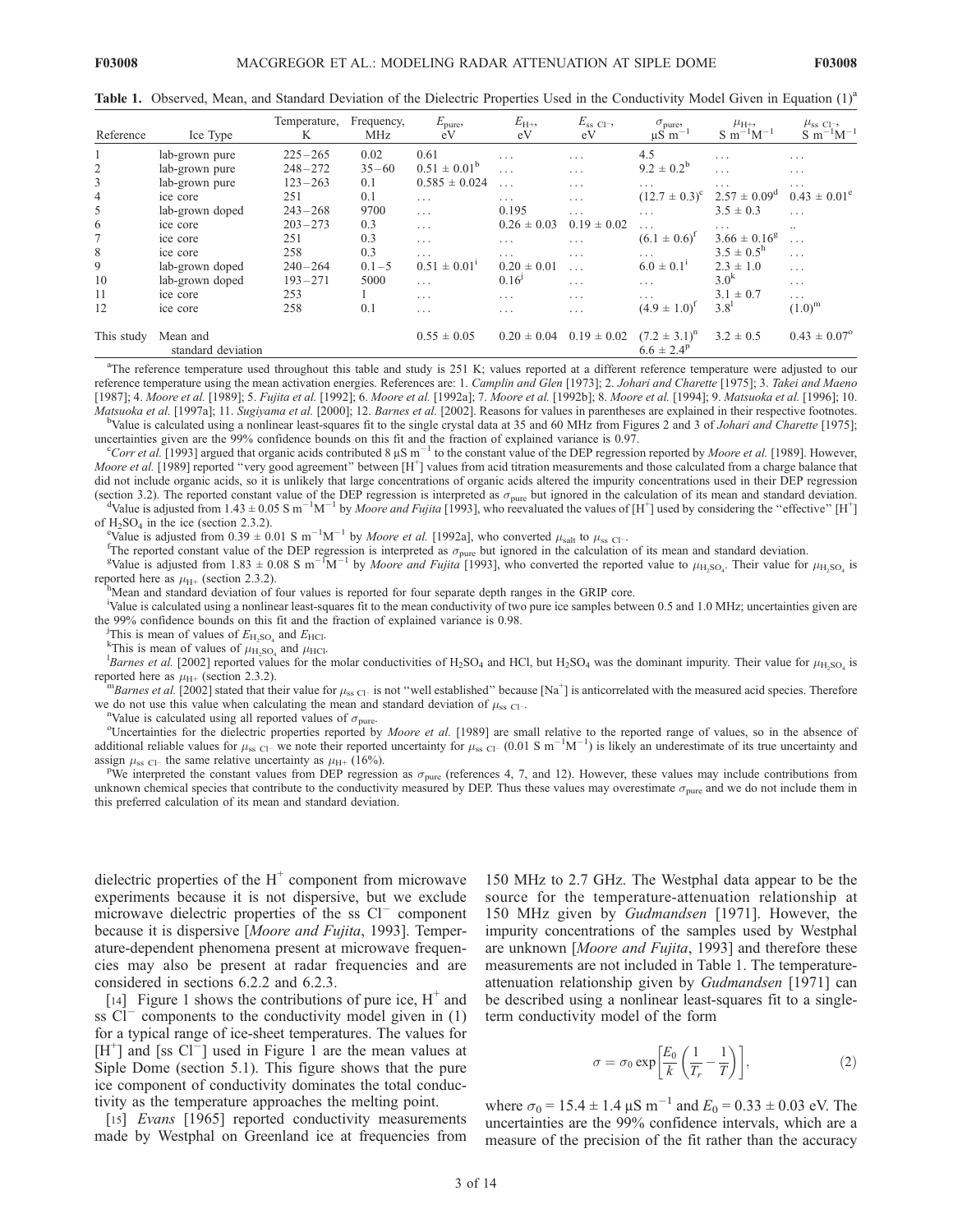**Table 1.** Observed, Mean, and Standard Deviation of the Dielectric Properties Used in the Conductivity Model Given in Equation (1)[a]

| Reference | Ice Type | Temperature, K | Frequency, MHz | $E_{pure}$, eV | $E_{H^+}$, eV | $E_{ss\ Cl^-}$, eV | $\sigma_{pure}$, $\mu S\ m^{-1}$ | $\mu_{H^+}$, $S\ m^{-1}M^{-1}$ | $\mu_{ss\ Cl^-}$, $S\ m^{-1}M^{-1}$ |
|---|---|---|---|---|---|---|---|---|---|
| 1 | lab-grown pure | 225–265 | 0.02 | 0.61 | … | … | 4.5 | … | … |
| 2 | lab-grown pure | 248–272 | 35–60 | $0.51 \pm 0.01$[b] | … | … | $9.2 \pm 0.2$[b] | … | … |
| 3 | lab-grown pure | 123–263 | 0.1 | $0.585 \pm 0.024$ | … | … | … | … | … |
| 4 | ice core | 251 | 0.1 | … | … | … | $(12.7 \pm 0.3)$[c] | $2.57 \pm 0.09$[d] | $0.43 \pm 0.01$[e] |
| 5 | lab-grown doped | 243–268 | 9700 | … | 0.195 | … | … | $3.5 \pm 0.3$ | … |
| 6 | ice core | 203–273 | 0.3 | … | $0.26 \pm 0.03$ | $0.19 \pm 0.02$ | … | … | .. |
| 7 | ice core | 251 | 0.3 | … | … | … | $(6.1 \pm 0.6)$[f] | $3.66 \pm 0.16$[g] | … |
| 8 | ice core | 258 | 0.3 | … | … | … | … | $3.5 \pm 0.5$[h] | … |
| 9 | lab-grown doped | 240–264 | 0.1–5 | $0.51 \pm 0.01$[i] | $0.20 \pm 0.01$ | … | $6.0 \pm 0.1$[i] | $2.3 \pm 1.0$ | … |
| 10 | lab-grown doped | 193–271 | 5000 | … | 0.16[j] | … | … | 3.0[k] | … |
| 11 | ice core | 253 | 1 | … | … | … | … | $3.1 \pm 0.7$ | … |
| 12 | ice core | 258 | 0.1 | … | … | … | $(4.9 \pm 1.0)$[f] | 3.8[l] | $(1.0)$[m] |
| This study | Mean and standard deviation | | | $0.55 \pm 0.05$ | $0.20 \pm 0.04$ | $0.19 \pm 0.02$ | $(7.2 \pm 3.1)$[n] $6.6 \pm 2.4$[p] | $3.2 \pm 0.5$ | $0.43 \pm 0.07$[o] |

[a]The reference temperature used throughout this table and study is 251 K; values reported at a different reference temperature were adjusted to our reference temperature using the mean activation energies. References are: 1. *Camplin and Glen* [1973]; 2. *Johari and Charette* [1975]; 3. *Takei and Maeno* [1987]; 4. *Moore et al.* [1989]; 5. *Fujita et al.* [1992]; 6. *Moore et al.* [1992a]; 7. *Moore et al.* [1992b]; 8. *Moore et al.* [1994]; 9. *Matsuoka et al.* [1996]; 10. *Matsuoka et al.* [1997a]; 11. *Sugiyama et al.* [2000]; 12. *Barnes et al.* [2002]. Reasons for values in parentheses are explained in their respective footnotes.

[b]Value is calculated using a nonlinear least-squares fit to the single crystal data at 35 and 60 MHz from Figures 2 and 3 of *Johari and Charette* [1975]; uncertainties given are the 99% confidence bounds on this fit and the fraction of explained variance is 0.97.

[c]*Corr et al.* [1993] argued that organic acids contributed 8 $\mu S\ m^{-1}$ to the constant value of the DEP regression reported by *Moore et al.* [1989]. However, *Moore et al.* [1989] reported "very good agreement" between [$H^+$] values from acid titration measurements and those calculated from a charge balance that did not include organic acids, so it is unlikely that large concentrations of organic acids altered the impurity concentrations used in their DEP regression (section 3.2). The reported constant value of the DEP regression is interpreted as $\sigma_{pure}$ but ignored in the calculation of its mean and standard deviation.

[d]Value is adjusted from $1.43 \pm 0.05\ S\ m^{-1}M^{-1}$ by *Moore and Fujita* [1993], who reevaluated the values of [$H^+$] used by considering the "effective" [$H^+$] of $H_2SO_4$ in the ice (section 2.3.2).

[e]Value is adjusted from $0.39 \pm 0.01\ S\ m^{-1}M^{-1}$ by *Moore et al.* [1992a], who converted $\mu_{salt}$ to $\mu_{ss\ Cl^-}$.

[f]The reported constant value of the DEP regression is interpreted as $\sigma_{pure}$ but ignored in the calculation of its mean and standard deviation.

[g]Value is adjusted from $1.83 \pm 0.08\ S\ m^{-1}M^{-1}$ by *Moore and Fujita* [1993], who converted the reported value to $\mu_{H_2SO_4}$. Their value for $\mu_{H_2SO_4}$ is reported here as $\mu_{H^+}$ (section 2.3.2).

[h]Mean and standard deviation of four values is reported for four separate depth ranges in the GRIP core.

[i]Value is calculated using a nonlinear least-squares fit to the mean conductivity of two pure ice samples between 0.5 and 1.0 MHz; uncertainties given are the 99% confidence bounds on this fit and the fraction of explained variance is 0.98.

[j]This is mean of values of $E_{H_2SO_4}$ and $E_{HCl}$.

[k]This is mean of values of $\mu_{H_2SO_4}$ and $\mu_{HCl}$.

[l]*Barnes et al.* [2002] reported values for the molar conductivities of $H_2SO_4$ and HCl, but $H_2SO_4$ was the dominant impurity. Their value for $\mu_{H_2SO_4}$ is reported here as $\mu_{H^+}$ (section 2.3.2).

[m]*Barnes et al.* [2002] stated that their value for $\mu_{ss\ Cl^-}$ is not "well established" because [$Na^+$] is anticorrelated with the measured acid species. Therefore we do not use this value when calculating the mean and standard deviation of $\mu_{ss\ Cl^-}$.

[n]Value is calculated using all reported values of $\sigma_{pure}$.

[o]Uncertainties for the dielectric properties reported by *Moore et al.* [1989] are small relative to the reported range of values, so in the absence of additional reliable values for $\mu_{ss\ Cl^-}$ we note their reported uncertainty for $\mu_{ss\ Cl^-}$ ($0.01\ S\ m^{-1}M^{-1}$) is likely an underestimate of its true uncertainty and assign $\mu_{ss\ Cl^-}$ the same relative uncertainty as $\mu_{H^+}$ (16%).

[p]We interpreted the constant values from DEP regression as $\sigma_{pure}$ (references 4, 7, and 12). However, these values may include contributions from unknown chemical species that contribute to the conductivity measured by DEP. Thus these values may overestimate $\sigma_{pure}$ and we do not include them in this preferred calculation of its mean and standard deviation.

dielectric properties of the $H^+$ component from microwave experiments because it is not dispersive, but we exclude microwave dielectric properties of the ss $Cl^-$ component because it is dispersive [*Moore and Fujita*, 1993]. Temperature-dependent phenomena present at microwave frequencies may also be present at radar frequencies and are considered in sections 6.2.2 and 6.2.3.

[14] Figure 1 shows the contributions of pure ice, $H^+$ and ss $Cl^-$ components to the conductivity model given in (1) for a typical range of ice-sheet temperatures. The values for [$H^+$] and [ss $Cl^-$] used in Figure 1 are the mean values at Siple Dome (section 5.1). This figure shows that the pure ice component of conductivity dominates the total conductivity as the temperature approaches the melting point.

[15] *Evans* [1965] reported conductivity measurements made by Westphal on Greenland ice at frequencies from 150 MHz to 2.7 GHz. The Westphal data appear to be the source for the temperature-attenuation relationship at 150 MHz given by *Gudmandsen* [1971]. However, the impurity concentrations of the samples used by Westphal are unknown [*Moore and Fujita*, 1993] and therefore these measurements are not included in Table 1. The temperature-attenuation relationship given by *Gudmandsen* [1971] can be described using a nonlinear least-squares fit to a single-term conductivity model of the form

$$\sigma = \sigma_0 \exp\left[\frac{E_0}{k}\left(\frac{1}{T_r} - \frac{1}{T}\right)\right], \tag{2}$$

where $\sigma_0 = 15.4 \pm 1.4\ \mu S\ m^{-1}$ and $E_0 = 0.33 \pm 0.03$ eV. The uncertainties are the 99% confidence intervals, which are a measure of the precision of the fit rather than the accuracy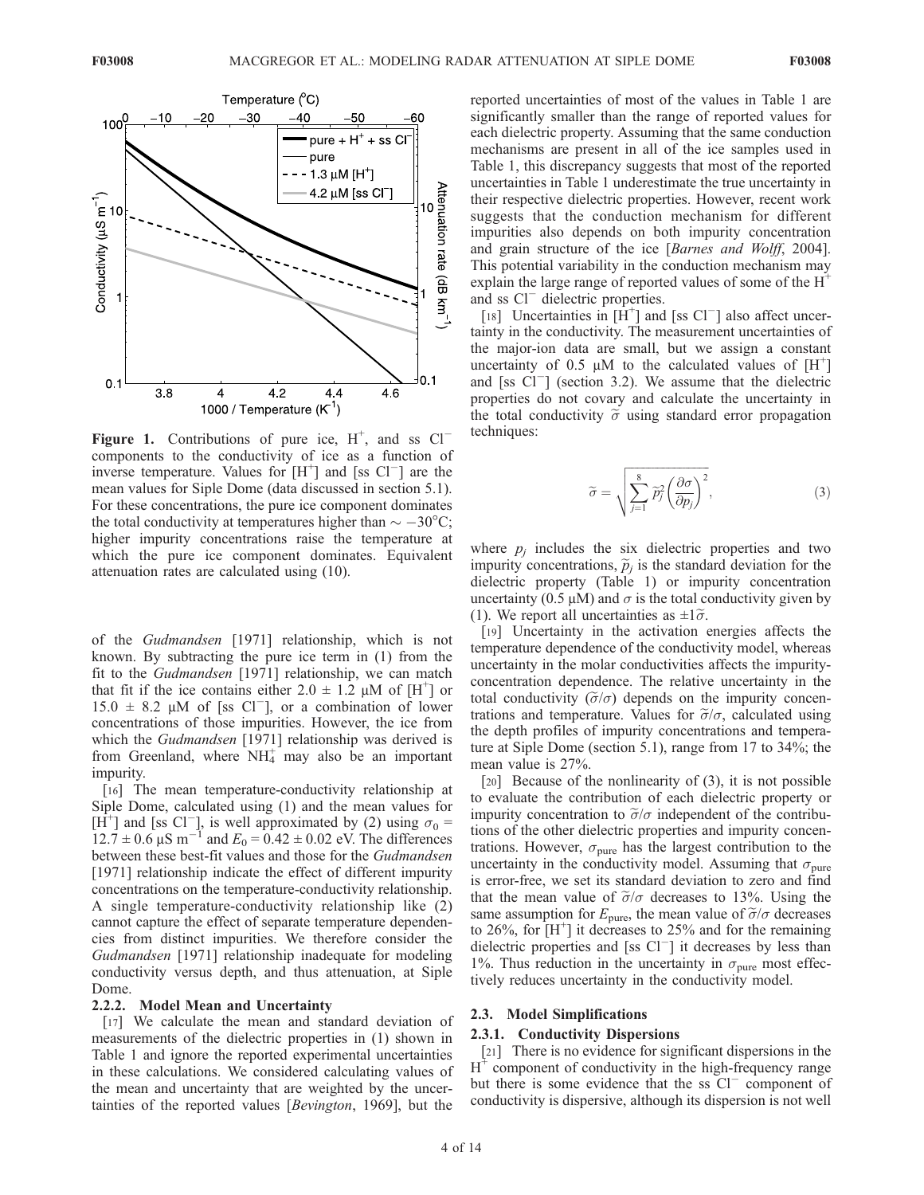**Figure 1.** Contributions of pure ice, $H^+$, and ss $Cl^-$ components to the conductivity of ice as a function of inverse temperature. Values for $[H^+]$ and [ss $Cl^-$] are the mean values for Siple Dome (data discussed in section 5.1). For these concentrations, the pure ice component dominates the total conductivity at temperatures higher than $\sim -30°C$; higher impurity concentrations raise the temperature at which the pure ice component dominates. Equivalent attenuation rates are calculated using (10).

of the *Gudmandsen* [1971] relationship, which is not known. By subtracting the pure ice term in (1) from the fit to the *Gudmandsen* [1971] relationship, we can match that fit if the ice contains either $2.0 \pm 1.2$ μM of $[H^+]$ or $15.0 \pm 8.2$ μM of [ss $Cl^-$], or a combination of lower concentrations of those impurities. However, the ice from which the *Gudmandsen* [1971] relationship was derived is from Greenland, where $NH_4^+$ may also be an important impurity.

[16] The mean temperature-conductivity relationship at Siple Dome, calculated using (1) and the mean values for $[H^+]$ and [ss $Cl^-$], is well approximated by (2) using $\sigma_0 = 12.7 \pm 0.6$ μS $m^{-1}$ and $E_0 = 0.42 \pm 0.02$ eV. The differences between these best-fit values and those for the *Gudmandsen* [1971] relationship indicate the effect of different impurity concentrations on the temperature-conductivity relationship. A single temperature-conductivity relationship like (2) cannot capture the effect of separate temperature dependencies from distinct impurities. We therefore consider the *Gudmandsen* [1971] relationship inadequate for modeling conductivity versus depth, and thus attenuation, at Siple Dome.

### 2.2.2. Model Mean and Uncertainty

[17] We calculate the mean and standard deviation of measurements of the dielectric properties in (1) shown in Table 1 and ignore the reported experimental uncertainties in these calculations. We considered calculating values of the mean and uncertainty that are weighted by the uncertainties of the reported values [*Bevington*, 1969], but the reported uncertainties of most of the values in Table 1 are significantly smaller than the range of reported values for each dielectric property. Assuming that the same conduction mechanisms are present in all of the ice samples used in Table 1, this discrepancy suggests that most of the reported uncertainties in Table 1 underestimate the true uncertainty in their respective dielectric properties. However, recent work suggests that the conduction mechanism for different impurities also depends on both impurity concentration and grain structure of the ice [*Barnes and Wolff*, 2004]. This potential variability in the conduction mechanism may explain the large range of reported values of some of the $H^+$ and ss $Cl^-$ dielectric properties.

[18] Uncertainties in $[H^+]$ and [ss $Cl^-$] also affect uncertainty in the conductivity. The measurement uncertainties of the major-ion data are small, but we assign a constant uncertainty of 0.5 μM to the calculated values of $[H^+]$ and [ss $Cl^-$] (section 3.2). We assume that the dielectric properties do not covary and calculate the uncertainty in the total conductivity $\tilde{\sigma}$ using standard error propagation techniques:

$$\tilde{\sigma} = \sqrt{\sum_{j=1}^{8} \tilde{p}_j^2 \left(\frac{\partial \sigma}{\partial p_j}\right)^2}, \quad (3)$$

where $p_j$ includes the six dielectric properties and two impurity concentrations, $\tilde{p}_j$ is the standard deviation for the dielectric property (Table 1) or impurity concentration uncertainty (0.5 μM) and $\sigma$ is the total conductivity given by (1). We report all uncertainties as $\pm 1\tilde{\sigma}$.

[19] Uncertainty in the activation energies affects the temperature dependence of the conductivity model, whereas uncertainty in the molar conductivities affects the impurity-concentration dependence. The relative uncertainty in the total conductivity ($\tilde{\sigma}/\sigma$) depends on the impurity concentrations and temperature. Values for $\tilde{\sigma}/\sigma$, calculated using the depth profiles of impurity concentrations and temperature at Siple Dome (section 5.1), range from 17 to 34%; the mean value is 27%.

[20] Because of the nonlinearity of (3), it is not possible to evaluate the contribution of each dielectric property or impurity concentration to $\tilde{\sigma}/\sigma$ independent of the contributions of the other dielectric properties and impurity concentrations. However, $\sigma_{\text{pure}}$ has the largest contribution to the uncertainty in the conductivity model. Assuming that $\sigma_{\text{pure}}$ is error-free, we set its standard deviation to zero and find that the mean value of $\tilde{\sigma}/\sigma$ decreases to 13%. Using the same assumption for $E_{\text{pure}}$, the mean value of $\tilde{\sigma}/\sigma$ decreases to 26%, for $[H^+]$ it decreases to 25% and for the remaining dielectric properties and [ss $Cl^-$] it decreases by less than 1%. Thus reduction in the uncertainty in $\sigma_{\text{pure}}$ most effectively reduces uncertainty in the conductivity model.

## 2.3. Model Simplifications

### 2.3.1. Conductivity Dispersions

[21] There is no evidence for significant dispersions in the $H^+$ component of conductivity in the high-frequency range but there is some evidence that the ss $Cl^-$ component of conductivity is dispersive, although its dispersion is not well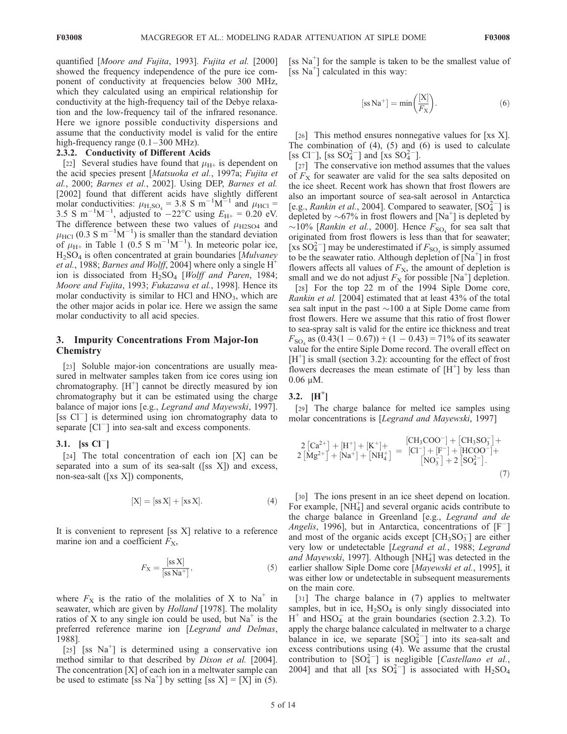quantified [*Moore and Fujita*, 1993]. *Fujita et al.* [2000] showed the frequency independence of the pure ice component of conductivity at frequencies below 300 MHz, which they calculated using an empirical relationship for conductivity at the high-frequency tail of the Debye relaxation and the low-frequency tail of the infrared resonance. Here we ignore possible conductivity dispersions and assume that the conductivity model is valid for the entire high-frequency range (0.1–300 MHz).

### 2.3.2. Conductivity of Different Acids

[22] Several studies have found that $\mu_{H+}$ is dependent on the acid species present [*Matsuoka et al.*, 1997a; *Fujita et al.*, 2000; *Barnes et al.*, 2002]. Using DEP, *Barnes et al.* [2002] found that different acids have slightly different molar conductivities: $\mu_{H_2SO_4}$ = 3.8 S m$^{-1}$M$^{-1}$ and $\mu_{HCl}$ = 3.5 S m$^{-1}$M$^{-1}$, adjusted to −22°C using $E_{H+}$ = 0.20 eV. The difference between these two values of $\mu_{H2SO4}$ and $\mu_{HCl}$ (0.3 S m$^{-1}$M$^{-1}$) is smaller than the standard deviation of $\mu_{H+}$ in Table 1 (0.5 S m$^{-1}$M$^{-1}$). In meteoric polar ice, $H_2SO_4$ is often concentrated at grain boundaries [*Mulvaney et al.*, 1988; *Barnes and Wolff*, 2004] where only a single $H^+$ ion is dissociated from $H_2SO_4$ [*Wolff and Paren*, 1984; *Moore and Fujita*, 1993; *Fukazawa et al.*, 1998]. Hence its molar conductivity is similar to HCl and $HNO_3$, which are the other major acids in polar ice. Here we assign the same molar conductivity to all acid species.

## 3. Impurity Concentrations From Major-Ion Chemistry

[23] Soluble major-ion concentrations are usually measured in meltwater samples taken from ice cores using ion chromatography. [$H^+$] cannot be directly measured by ion chromatography but it can be estimated using the charge balance of major ions [e.g., *Legrand and Mayewski*, 1997]. [ss $Cl^-$] is determined using ion chromatography data to separate [$Cl^-$] into sea-salt and excess components.

### 3.1. [ss $Cl^-$]

[24] The total concentration of each ion [X] can be separated into a sum of its sea-salt ([ss X]) and excess, non-sea-salt ([xs X]) components,

$$[\mathrm{X}] = [\mathrm{ss\,X}] + [\mathrm{xs\,X}]. \tag{4}$$

It is convenient to represent [ss X] relative to a reference marine ion and a coefficient $F_X$,

$$F_{\mathrm{X}} = \frac{[\mathrm{ss\,X}]}{[\mathrm{ss\,Na^+}]}, \tag{5}$$

where $F_X$ is the ratio of the molalities of X to $Na^+$ in seawater, which are given by *Holland* [1978]. The molality ratios of X to any single ion could be used, but $Na^+$ is the preferred reference marine ion [*Legrand and Delmas*, 1988].

[25] [ss $Na^+$] is determined using a conservative ion method similar to that described by *Dixon et al.* [2004]. The concentration [X] of each ion in a meltwater sample can be used to estimate [ss $Na^+$] by setting [ss X] = [X] in (5). [ss $Na^+$] for the sample is taken to be the smallest value of [ss $Na^+$] calculated in this way:

$$[\mathrm{ss\,Na^+}] = \min\left(\frac{[\mathrm{X}]}{F_{\mathrm{X}}}\right). \tag{6}$$

[26] This method ensures nonnegative values for [xs X]. The combination of (4), (5) and (6) is used to calculate [ss $Cl^-$], [ss $SO_4^{2-}$] and [xs $SO_4^{2-}$].

[27] The conservative ion method assumes that the values of $F_X$ for seawater are valid for the sea salts deposited on the ice sheet. Recent work has shown that frost flowers are also an important source of sea-salt aerosol in Antarctica [e.g., *Rankin et al.*, 2004]. Compared to seawater, [$SO_4^{2-}$] is depleted by ~67% in frost flowers and [$Na^+$] is depleted by ~10% [*Rankin et al.*, 2000]. Hence $F_{SO_4}$ for sea salt that originated from frost flowers is less than that for seawater; [xs $SO_4^{2-}$] may be underestimated if $F_{SO_4}$ is simply assumed to be the seawater ratio. Although depletion of [$Na^+$] in frost flowers affects all values of $F_X$, the amount of depletion is small and we do not adjust $F_X$ for possible [$Na^+$] depletion.

[28] For the top 22 m of the 1994 Siple Dome core, *Rankin et al.* [2004] estimated that at least 43% of the total sea salt input in the past ~100 a at Siple Dome came from frost flowers. Here we assume that this ratio of frost flower to sea-spray salt is valid for the entire ice thickness and treat $F_{SO_4}$ as (0.43(1 − 0.67)) + (1 − 0.43) = 71% of its seawater value for the entire Siple Dome record. The overall effect on [$H^+$] is small (section 3.2): accounting for the effect of frost flowers decreases the mean estimate of [$H^+$] by less than 0.06 μM.

### 3.2. [$H^+$]

[29] The charge balance for melted ice samples using molar concentrations is [*Legrand and Mayewski*, 1997]

$$\begin{aligned} 2\left[\mathrm{Ca^{2+}}\right] + [\mathrm{H^+}] + [\mathrm{K^+}] + \\ 2\left[\mathrm{Mg^{2+}}\right] + [\mathrm{Na^+}] + \left[\mathrm{NH_4^+}\right] \end{aligned} = \begin{aligned} &[\mathrm{CH_3COO^-}] + \left[\mathrm{CH_3SO_3^-}\right] + \\ &[\mathrm{Cl^-}] + [\mathrm{F^-}] + [\mathrm{HCOO^-}] + \\ &\left[\mathrm{NO_3^-}\right] + 2\left[\mathrm{SO_4^{2-}}\right]. \end{aligned} \tag{7}$$

[30] The ions present in an ice sheet depend on location. For example, [$NH_4^+$] and several organic acids contribute to the charge balance in Greenland [e.g., *Legrand and de Angelis*, 1996], but in Antarctica, concentrations of [$F^-$] and most of the organic acids except [$CH_3SO_3^-$] are either very low or undetectable [*Legrand et al.*, 1988; *Legrand and Mayewski*, 1997]. Although [$NH_4^+$] was detected in the earlier shallow Siple Dome core [*Mayewski et al.*, 1995], it was either low or undetectable in subsequent measurements on the main core.

[31] The charge balance in (7) applies to meltwater samples, but in ice, $H_2SO_4$ is only singly dissociated into $H^+$ and $HSO_4^-$ at the grain boundaries (section 2.3.2). To apply the charge balance calculated in meltwater to a charge balance in ice, we separate [$SO_4^{2-}$] into its sea-salt and excess contributions using (4). We assume that the crustal contribution to [$SO_4^{2-}$] is negligible [*Castellano et al.*, 2004] and that all [xs $SO_4^{2-}$] is associated with $H_2SO_4$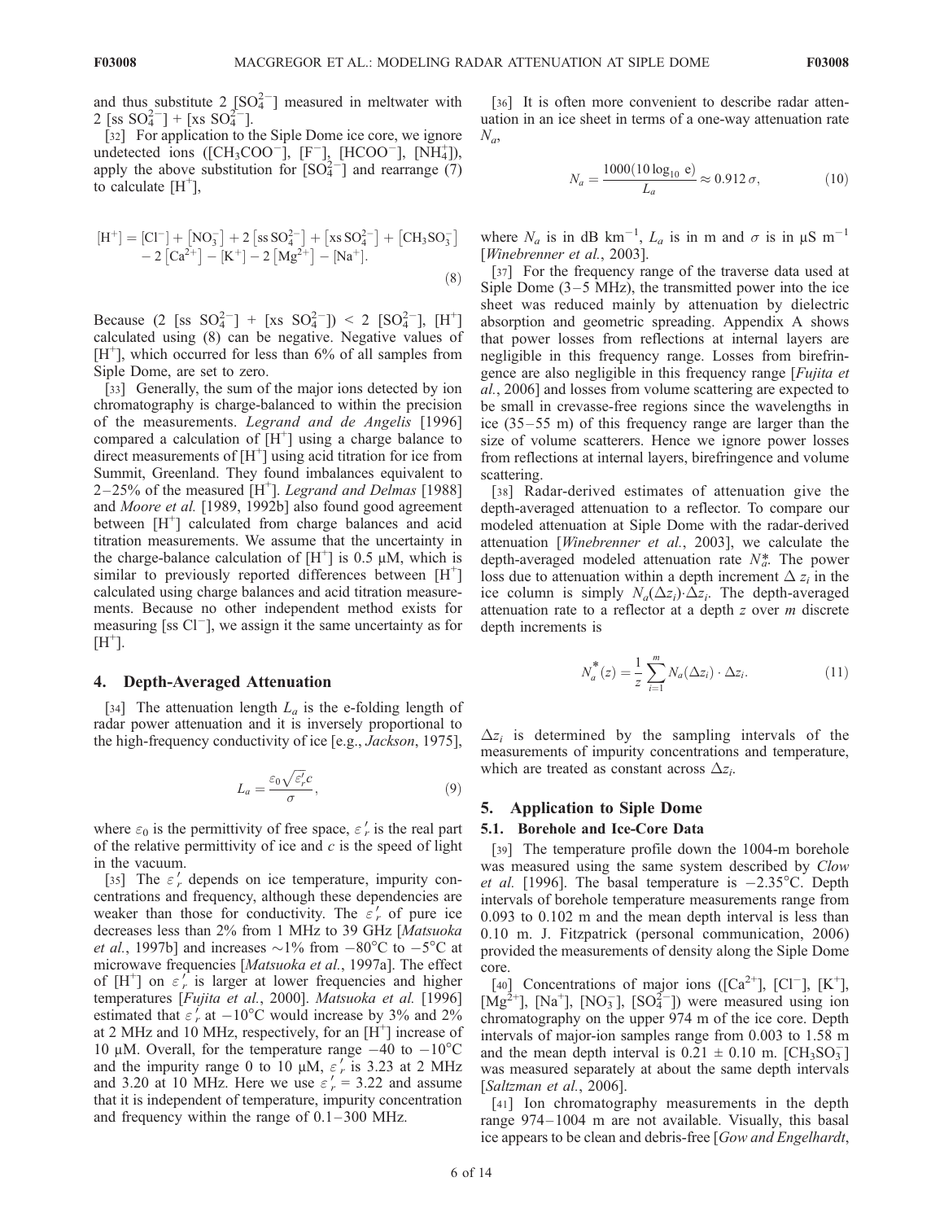and thus substitute 2 $[SO_4^{2-}]$ measured in meltwater with 2 [ss $SO_4^{2-}$] + [xs $SO_4^{2-}$].

[32] For application to the Siple Dome ice core, we ignore undetected ions ($[CH_3COO^-]$, $[F^-]$, $[HCOO^-]$, $[NH_4^+]$), apply the above substitution for $[SO_4^{2-}]$ and rearrange (7) to calculate $[H^+]$,

$$[H^+] = [Cl^-] + [NO_3^-] + 2[ss\,SO_4^{2-}] + [xs\,SO_4^{2-}] + [CH_3SO_3^-] - 2[Ca^{2+}] - [K^+] - 2[Mg^{2+}] - [Na^+]. \tag{8}$$

Because (2 [ss $SO_4^{2-}$] + [xs $SO_4^{2-}$]) < 2 $[SO_4^{2-}]$, $[H^+]$ calculated using (8) can be negative. Negative values of $[H^+]$, which occurred for less than 6% of all samples from Siple Dome, are set to zero.

[33] Generally, the sum of the major ions detected by ion chromatography is charge-balanced to within the precision of the measurements. *Legrand and de Angelis* [1996] compared a calculation of $[H^+]$ using a charge balance to direct measurements of $[H^+]$ using acid titration for ice from Summit, Greenland. They found imbalances equivalent to 2–25% of the measured $[H^+]$. *Legrand and Delmas* [1988] and *Moore et al.* [1989, 1992b] also found good agreement between $[H^+]$ calculated from charge balances and acid titration measurements. We assume that the uncertainty in the charge-balance calculation of $[H^+]$ is 0.5 μM, which is similar to previously reported differences between $[H^+]$ calculated using charge balances and acid titration measurements. Because no other independent method exists for measuring [ss $Cl^-$], we assign it the same uncertainty as for $[H^+]$.

## 4. Depth-Averaged Attenuation

[34] The attenuation length $L_a$ is the e-folding length of radar power attenuation and it is inversely proportional to the high-frequency conductivity of ice [e.g., *Jackson*, 1975],

$$L_a = \frac{\varepsilon_0 \sqrt{\varepsilon_r'} c}{\sigma}, \tag{9}$$

where $\varepsilon_0$ is the permittivity of free space, $\varepsilon_r'$ is the real part of the relative permittivity of ice and $c$ is the speed of light in the vacuum.

[35] The $\varepsilon_r'$ depends on ice temperature, impurity concentrations and frequency, although these dependencies are weaker than those for conductivity. The $\varepsilon_r'$ of pure ice decreases less than 2% from 1 MHz to 39 GHz [*Matsuoka et al.*, 1997b] and increases ~1% from −80°C to −5°C at microwave frequencies [*Matsuoka et al.*, 1997a]. The effect of $[H^+]$ on $\varepsilon_r'$ is larger at lower frequencies and higher temperatures [*Fujita et al.*, 2000]. *Matsuoka et al.* [1996] estimated that $\varepsilon_r'$ at −10°C would increase by 3% and 2% at 2 MHz and 10 MHz, respectively, for an $[H^+]$ increase of 10 μM. Overall, for the temperature range −40 to −10°C and the impurity range 0 to 10 μM, $\varepsilon_r'$ is 3.23 at 2 MHz and 3.20 at 10 MHz. Here we use $\varepsilon_r'$ = 3.22 and assume that it is independent of temperature, impurity concentration and frequency within the range of 0.1–300 MHz.

[36] It is often more convenient to describe radar attenuation in an ice sheet in terms of a one-way attenuation rate $N_a$,

$$N_a = \frac{1000(10\log_{10} e)}{L_a} \approx 0.912\,\sigma, \tag{10}$$

where $N_a$ is in dB $km^{-1}$, $L_a$ is in m and $\sigma$ is in μS $m^{-1}$ [*Winebrenner et al.*, 2003].

[37] For the frequency range of the traverse data used at Siple Dome (3–5 MHz), the transmitted power into the ice sheet was reduced mainly by attenuation by dielectric absorption and geometric spreading. Appendix A shows that power losses from reflections at internal layers are negligible in this frequency range. Losses from birefringence are also negligible in this frequency range [*Fujita et al.*, 2006] and losses from volume scattering are expected to be small in crevasse-free regions since the wavelengths in ice (35–55 m) of this frequency range are larger than the size of volume scatterers. Hence we ignore power losses from reflections at internal layers, birefringence and volume scattering.

[38] Radar-derived estimates of attenuation give the depth-averaged attenuation to a reflector. To compare our modeled attenuation at Siple Dome with the radar-derived attenuation [*Winebrenner et al.*, 2003], we calculate the depth-averaged modeled attenuation rate $N_a^*$. The power loss due to attenuation within a depth increment $\Delta z_i$ in the ice column is simply $N_a(\Delta z_i)\cdot\Delta z_i$. The depth-averaged attenuation rate to a reflector at a depth $z$ over $m$ discrete depth increments is

$$N_a^*(z) = \frac{1}{z}\sum_{i=1}^{m} N_a(\Delta z_i)\cdot\Delta z_i. \tag{11}$$

$\Delta z_i$ is determined by the sampling intervals of the measurements of impurity concentrations and temperature, which are treated as constant across $\Delta z_i$.

## 5. Application to Siple Dome

### 5.1. Borehole and Ice-Core Data

[39] The temperature profile down the 1004-m borehole was measured using the same system described by *Clow et al.* [1996]. The basal temperature is −2.35°C. Depth intervals of borehole temperature measurements range from 0.093 to 0.102 m and the mean depth interval is less than 0.10 m. J. Fitzpatrick (personal communication, 2006) provided the measurements of density along the Siple Dome core.

[40] Concentrations of major ions ($[Ca^{2+}]$, $[Cl^-]$, $[K^+]$, $[Mg^{2+}]$, $[Na^+]$, $[NO_3^-]$, $[SO_4^{2-}]$) were measured using ion chromatography on the upper 974 m of the ice core. Depth intervals of major-ion samples range from 0.003 to 1.58 m and the mean depth interval is 0.21 ± 0.10 m. $[CH_3SO_3^-]$ was measured separately at about the same depth intervals [*Saltzman et al.*, 2006].

[41] Ion chromatography measurements in the depth range 974–1004 m are not available. Visually, this basal ice appears to be clean and debris-free [*Gow and Engelhardt*,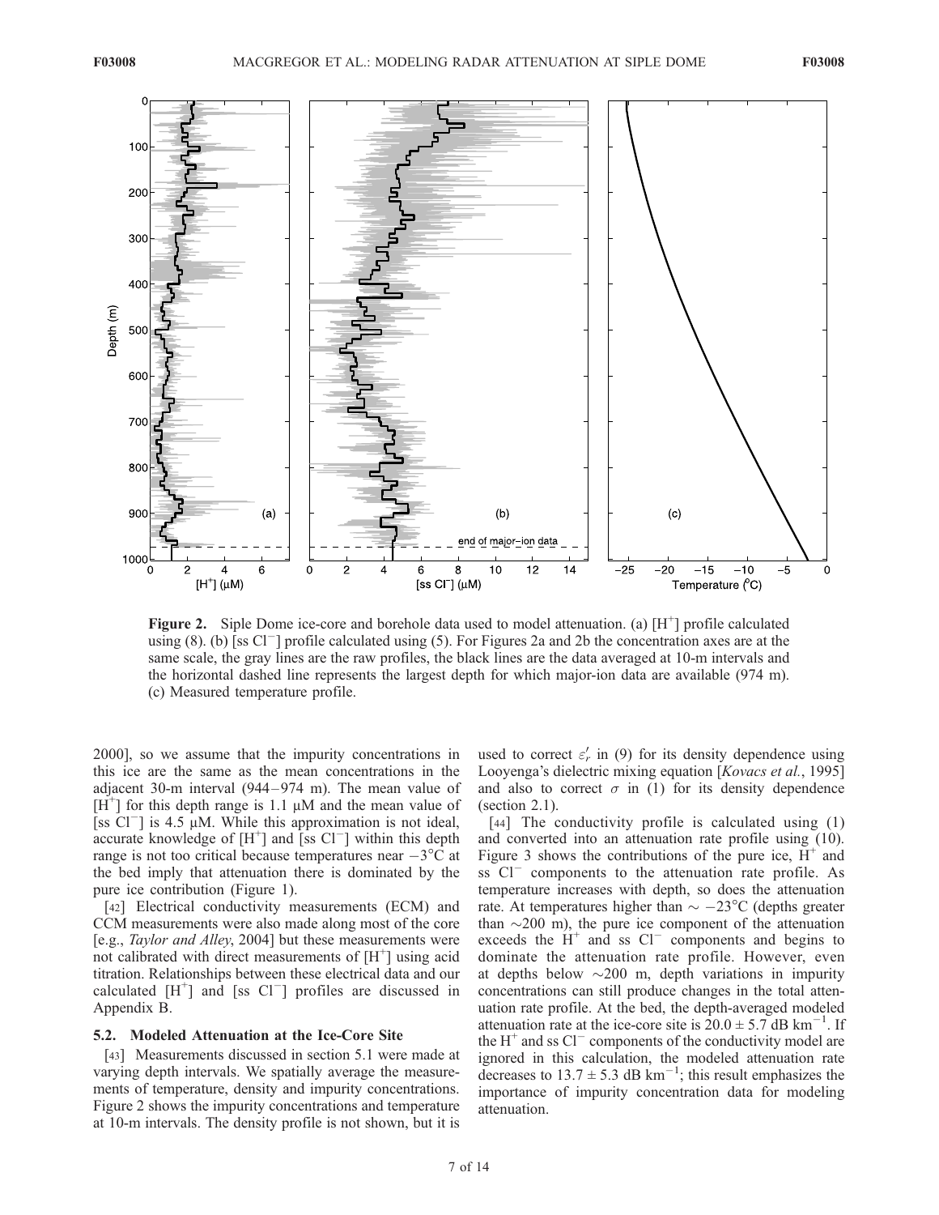**Figure 2.** Siple Dome ice-core and borehole data used to model attenuation. (a) $[H^+]$ profile calculated using (8). (b) [ss $Cl^-$] profile calculated using (5). For Figures 2a and 2b the concentration axes are at the same scale, the gray lines are the raw profiles, the black lines are the data averaged at 10-m intervals and the horizontal dashed line represents the largest depth for which major-ion data are available (974 m). (c) Measured temperature profile.

2000], so we assume that the impurity concentrations in this ice are the same as the mean concentrations in the adjacent 30-m interval (944–974 m). The mean value of $[H^+]$ for this depth range is 1.1 μM and the mean value of [ss $Cl^-$] is 4.5 μM. While this approximation is not ideal, accurate knowledge of $[H^+]$ and [ss $Cl^-$] within this depth range is not too critical because temperatures near $-3°C$ at the bed imply that attenuation there is dominated by the pure ice contribution (Figure 1).

[42] Electrical conductivity measurements (ECM) and CCM measurements were also made along most of the core [e.g., *Taylor and Alley*, 2004] but these measurements were not calibrated with direct measurements of $[H^+]$ using acid titration. Relationships between these electrical data and our calculated $[H^+]$ and [ss $Cl^-$] profiles are discussed in Appendix B.

### 5.2. Modeled Attenuation at the Ice-Core Site

[43] Measurements discussed in section 5.1 were made at varying depth intervals. We spatially average the measurements of temperature, density and impurity concentrations. Figure 2 shows the impurity concentrations and temperature at 10-m intervals. The density profile is not shown, but it is used to correct $\varepsilon_r'$ in (9) for its density dependence using Looyenga's dielectric mixing equation [*Kovacs et al.*, 1995] and also to correct $\sigma$ in (1) for its density dependence (section 2.1).

[44] The conductivity profile is calculated using (1) and converted into an attenuation rate profile using (10). Figure 3 shows the contributions of the pure ice, $H^+$ and ss $Cl^-$ components to the attenuation rate profile. As temperature increases with depth, so does the attenuation rate. At temperatures higher than $\sim -23°C$ (depths greater than ~200 m), the pure ice component of the attenuation exceeds the $H^+$ and ss $Cl^-$ components and begins to dominate the attenuation rate profile. However, even at depths below ~200 m, depth variations in impurity concentrations can still produce changes in the total attenuation rate profile. At the bed, the depth-averaged modeled attenuation rate at the ice-core site is $20.0 \pm 5.7$ dB $km^{-1}$. If the $H^+$ and ss $Cl^-$ components of the conductivity model are ignored in this calculation, the modeled attenuation rate decreases to $13.7 \pm 5.3$ dB $km^{-1}$; this result emphasizes the importance of impurity concentration data for modeling attenuation.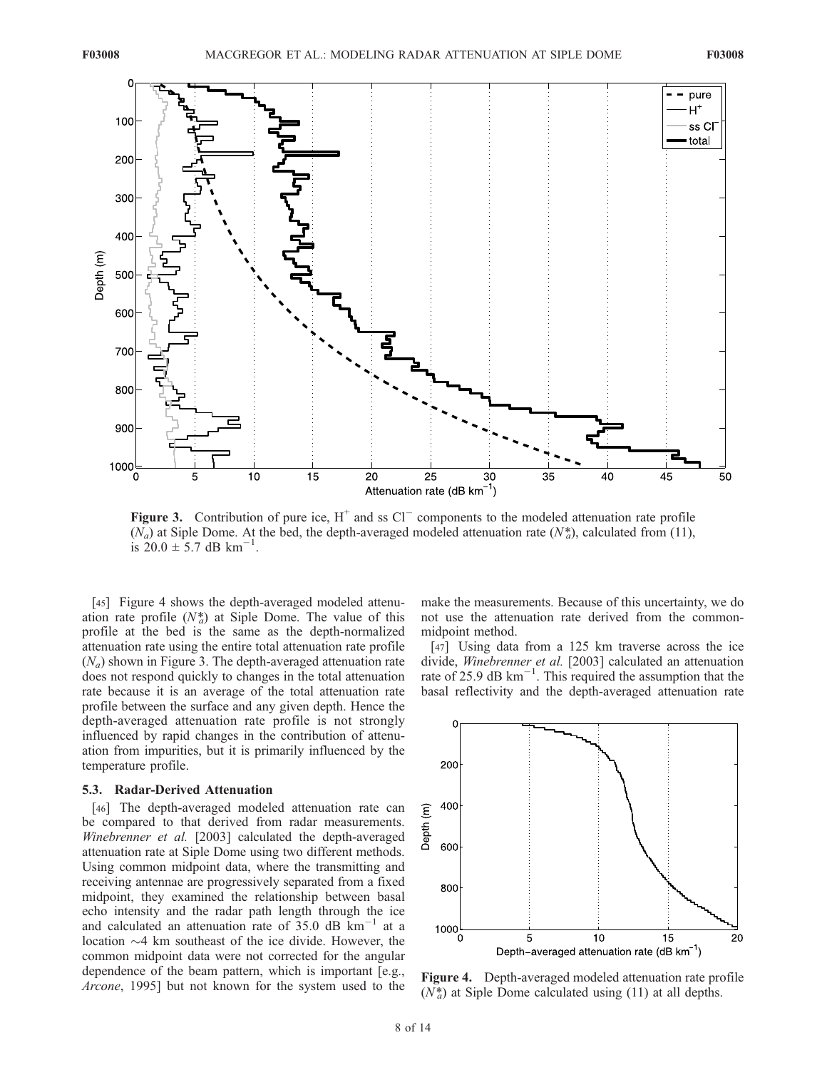**Figure 3.** Contribution of pure ice, $H^+$ and ss $Cl^-$ components to the modeled attenuation rate profile ($N_a$) at Siple Dome. At the bed, the depth-averaged modeled attenuation rate ($N_a^*$), calculated from (11), is $20.0 \pm 5.7$ dB km$^{-1}$.

[45] Figure 4 shows the depth-averaged modeled attenuation rate profile ($N_a^*$) at Siple Dome. The value of this profile at the bed is the same as the depth-normalized attenuation rate using the entire total attenuation rate profile ($N_a$) shown in Figure 3. The depth-averaged attenuation rate does not respond quickly to changes in the total attenuation rate because it is an average of the total attenuation rate profile between the surface and any given depth. Hence the depth-averaged attenuation rate profile is not strongly influenced by rapid changes in the contribution of attenuation from impurities, but it is primarily influenced by the temperature profile.

### 5.3. Radar-Derived Attenuation

[46] The depth-averaged modeled attenuation rate can be compared to that derived from radar measurements. *Winebrenner et al.* [2003] calculated the depth-averaged attenuation rate at Siple Dome using two different methods. Using common midpoint data, where the transmitting and receiving antennae are progressively separated from a fixed midpoint, they examined the relationship between basal echo intensity and the radar path length through the ice and calculated an attenuation rate of 35.0 dB km$^{-1}$ at a location ~4 km southeast of the ice divide. However, the common midpoint data were not corrected for the angular dependence of the beam pattern, which is important [e.g., *Arcone*, 1995] but not known for the system used to the make the measurements. Because of this uncertainty, we do not use the attenuation rate derived from the common-midpoint method.

[47] Using data from a 125 km traverse across the ice divide, *Winebrenner et al.* [2003] calculated an attenuation rate of 25.9 dB km$^{-1}$. This required the assumption that the basal reflectivity and the depth-averaged attenuation rate

**Figure 4.** Depth-averaged modeled attenuation rate profile ($N_a^*$) at Siple Dome calculated using (11) at all depths.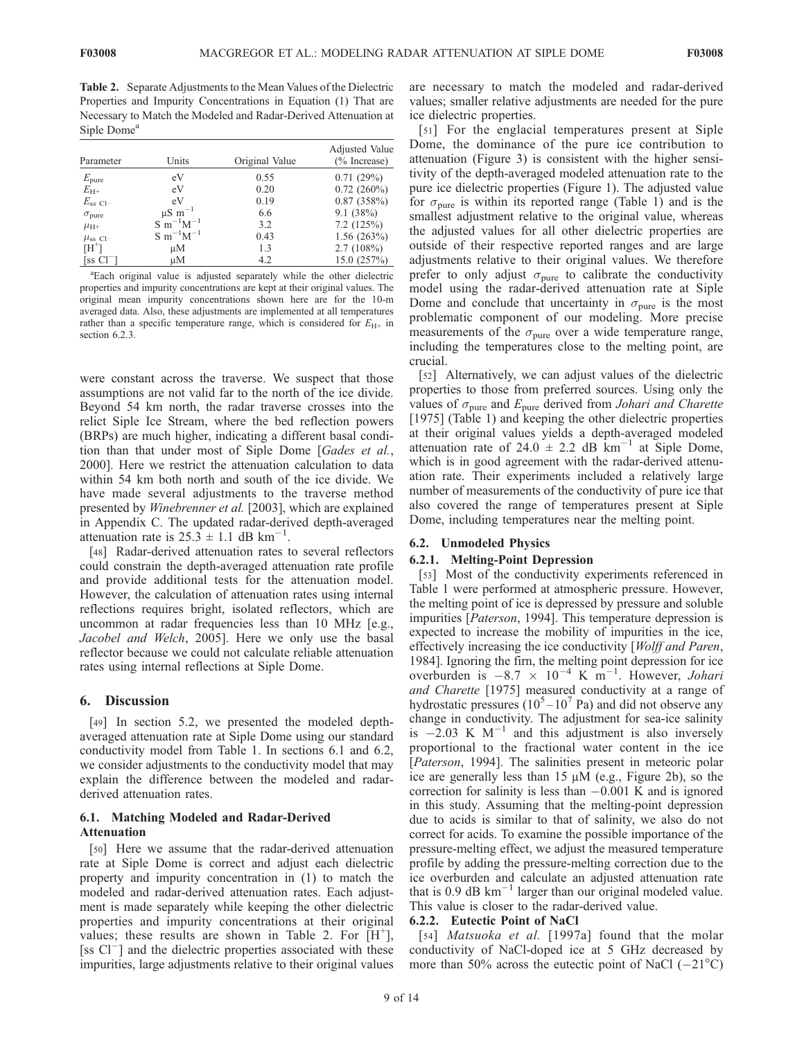**Table 2.** Separate Adjustments to the Mean Values of the Dielectric Properties and Impurity Concentrations in Equation (1) That are Necessary to Match the Modeled and Radar-Derived Attenuation at Siple Dome[a]

| Parameter | Units | Original Value | Adjusted Value (% Increase) |
|---|---|---|---|
| $E_{pure}$ | eV | 0.55 | 0.71 (29%) |
| $E_{H^+}$ | eV | 0.20 | 0.72 (260%) |
| $E_{ss\ Cl^-}$ | eV | 0.19 | 0.87 (358%) |
| $\sigma_{pure}$ | $\mu S\ m^{-1}$ | 6.6 | 9.1 (38%) |
| $\mu_{H^+}$ | $S\ m^{-1}M^{-1}$ | 3.2 | 7.2 (125%) |
| $\mu_{ss\ Cl^-}$ | $S\ m^{-1}M^{-1}$ | 0.43 | 1.56 (263%) |
| $[H^+]$ | μM | 1.3 | 2.7 (108%) |
| $[ss\ Cl^-]$ | μM | 4.2 | 15.0 (257%) |

[a]Each original value is adjusted separately while the other dielectric properties and impurity concentrations are kept at their original values. The original mean impurity concentrations shown here are for the 10-m averaged data. Also, these adjustments are implemented at all temperatures rather than a specific temperature range, which is considered for $E_{H^+}$ in section 6.2.3.

were constant across the traverse. We suspect that those assumptions are not valid far to the north of the ice divide. Beyond 54 km north, the radar traverse crosses into the relict Siple Ice Stream, where the bed reflection powers (BRPs) are much higher, indicating a different basal condition than that under most of Siple Dome [*Gades et al.*, 2000]. Here we restrict the attenuation calculation to data within 54 km both north and south of the ice divide. We have made several adjustments to the traverse method presented by *Winebrenner et al.* [2003], which are explained in Appendix C. The updated radar-derived depth-averaged attenuation rate is $25.3 \pm 1.1$ dB km$^{-1}$.

[48] Radar-derived attenuation rates to several reflectors could constrain the depth-averaged attenuation rate profile and provide additional tests for the attenuation model. However, the calculation of attenuation rates using internal reflections requires bright, isolated reflectors, which are uncommon at radar frequencies less than 10 MHz [e.g., *Jacobel and Welch*, 2005]. Here we only use the basal reflector because we could not calculate reliable attenuation rates using internal reflections at Siple Dome.

# 6. Discussion

[49] In section 5.2, we presented the modeled depth-averaged attenuation rate at Siple Dome using our standard conductivity model from Table 1. In sections 6.1 and 6.2, we consider adjustments to the conductivity model that may explain the difference between the modeled and radar-derived attenuation rates.

## 6.1. Matching Modeled and Radar-Derived Attenuation

[50] Here we assume that the radar-derived attenuation rate at Siple Dome is correct and adjust each dielectric property and impurity concentration in (1) to match the modeled and radar-derived attenuation rates. Each adjustment is made separately while keeping the other dielectric properties and impurity concentrations at their original values; these results are shown in Table 2. For $[H^+]$, $[ss\ Cl^-]$ and the dielectric properties associated with these impurities, large adjustments relative to their original values are necessary to match the modeled and radar-derived values; smaller relative adjustments are needed for the pure ice dielectric properties.

[51] For the englacial temperatures present at Siple Dome, the dominance of the pure ice contribution to attenuation (Figure 3) is consistent with the higher sensitivity of the depth-averaged modeled attenuation rate to the pure ice dielectric properties (Figure 1). The adjusted value for $\sigma_{pure}$ is within its reported range (Table 1) and is the smallest adjustment relative to the original value, whereas the adjusted values for all other dielectric properties are outside of their respective reported ranges and are large adjustments relative to their original values. We therefore prefer to only adjust $\sigma_{pure}$ to calibrate the conductivity model using the radar-derived attenuation rate at Siple Dome and conclude that uncertainty in $\sigma_{pure}$ is the most problematic component of our modeling. More precise measurements of the $\sigma_{pure}$ over a wide temperature range, including the temperatures close to the melting point, are crucial.

[52] Alternatively, we can adjust values of the dielectric properties to those from preferred sources. Using only the values of $\sigma_{pure}$ and $E_{pure}$ derived from *Johari and Charette* [1975] (Table 1) and keeping the other dielectric properties at their original values yields a depth-averaged modeled attenuation rate of $24.0 \pm 2.2$ dB km$^{-1}$ at Siple Dome, which is in good agreement with the radar-derived attenuation rate. Their experiments included a relatively large number of measurements of the conductivity of pure ice that also covered the range of temperatures present at Siple Dome, including temperatures near the melting point.

## 6.2. Unmodeled Physics

### 6.2.1. Melting-Point Depression

[53] Most of the conductivity experiments referenced in Table 1 were performed at atmospheric pressure. However, the melting point of ice is depressed by pressure and soluble impurities [*Paterson*, 1994]. This temperature depression is expected to increase the mobility of impurities in the ice, effectively increasing the ice conductivity [*Wolff and Paren*, 1984]. Ignoring the firn, the melting point depression for ice overburden is $-8.7 \times 10^{-4}$ K m$^{-1}$. However, *Johari and Charette* [1975] measured conductivity at a range of hydrostatic pressures ($10^5$–$10^7$ Pa) and did not observe any change in conductivity. The adjustment for sea-ice salinity is $-2.03$ K M$^{-1}$ and this adjustment is also inversely proportional to the fractional water content in the ice [*Paterson*, 1994]. The salinities present in meteoric polar ice are generally less than 15 μM (e.g., Figure 2b), so the correction for salinity is less than $-0.001$ K and is ignored in this study. Assuming that the melting-point depression due to acids is similar to that of salinity, we also do not correct for acids. To examine the possible importance of the pressure-melting effect, we adjust the measured temperature profile by adding the pressure-melting correction due to the ice overburden and calculate an adjusted attenuation rate that is 0.9 dB km$^{-1}$ larger than our original modeled value. This value is closer to the radar-derived value.

### 6.2.2. Eutectic Point of NaCl

[54] *Matsuoka et al.* [1997a] found that the molar conductivity of NaCl-doped ice at 5 GHz decreased by more than 50% across the eutectic point of NaCl (−21°C)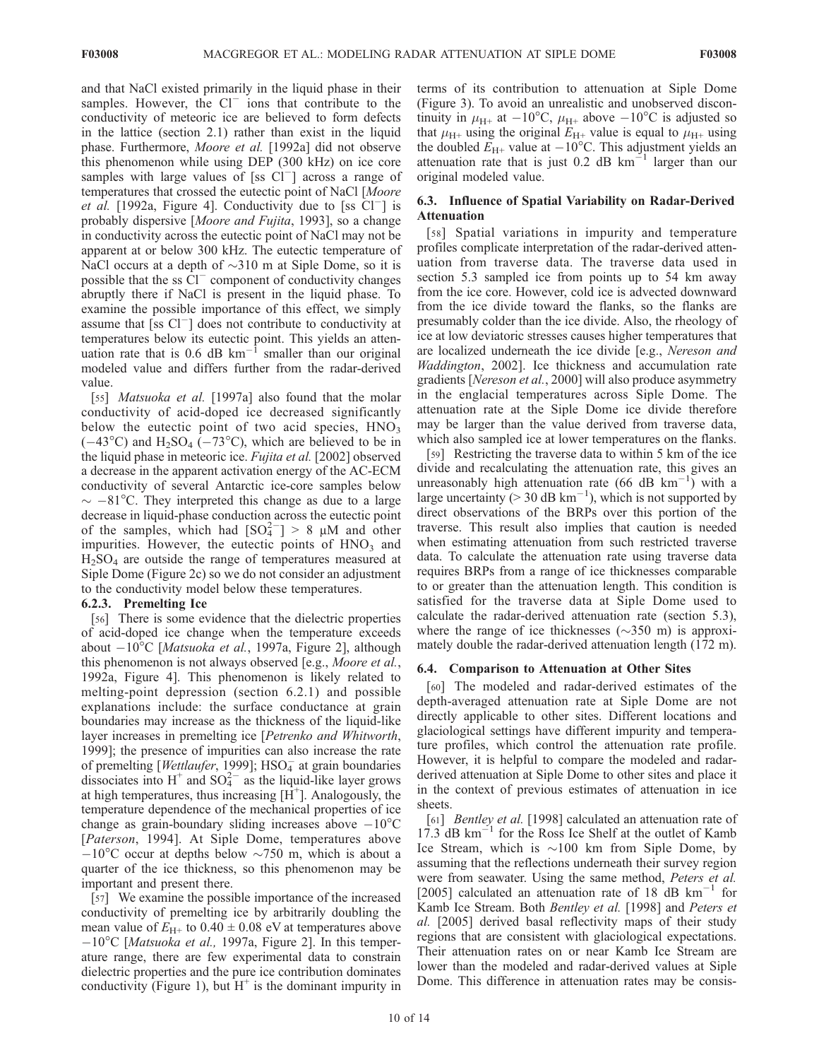and that NaCl existed primarily in the liquid phase in their samples. However, the $Cl^-$ ions that contribute to the conductivity of meteoric ice are believed to form defects in the lattice (section 2.1) rather than exist in the liquid phase. Furthermore, *Moore et al.* [1992a] did not observe this phenomenon while using DEP (300 kHz) on ice core samples with large values of [ss $Cl^-$] across a range of temperatures that crossed the eutectic point of NaCl [*Moore et al.* [1992a, Figure 4]. Conductivity due to [ss $Cl^-$] is probably dispersive [*Moore and Fujita*, 1993], so a change in conductivity across the eutectic point of NaCl may not be apparent at or below 300 kHz. The eutectic temperature of NaCl occurs at a depth of ~310 m at Siple Dome, so it is possible that the ss $Cl^-$ component of conductivity changes abruptly there if NaCl is present in the liquid phase. To examine the possible importance of this effect, we simply assume that [ss $Cl^-$] does not contribute to conductivity at temperatures below its eutectic point. This yields an attenuation rate that is 0.6 dB km$^{-1}$ smaller than our original modeled value and differs further from the radar-derived value.

[55] *Matsuoka et al.* [1997a] also found that the molar conductivity of acid-doped ice decreased significantly below the eutectic point of two acid species, $HNO_3$ (−43°C) and $H_2SO_4$ (−73°C), which are believed to be in the liquid phase in meteoric ice. *Fujita et al.* [2002] observed a decrease in the apparent activation energy of the AC-ECM conductivity of several Antarctic ice-core samples below ~ −81°C. They interpreted this change as due to a large decrease in liquid-phase conduction across the eutectic point of the samples, which had $[SO_4^{2-}]$ > 8 μM and other impurities. However, the eutectic points of $HNO_3$ and $H_2SO_4$ are outside the range of temperatures measured at Siple Dome (Figure 2c) so we do not consider an adjustment to the conductivity model below these temperatures.

#### 6.2.3. Premelting Ice

[56] There is some evidence that the dielectric properties of acid-doped ice change when the temperature exceeds about −10°C [*Matsuoka et al.*, 1997a, Figure 2], although this phenomenon is not always observed [e.g., *Moore et al.*, 1992a, Figure 4]. This phenomenon is likely related to melting-point depression (section 6.2.1) and possible explanations include: the surface conductance at grain boundaries may increase as the thickness of the liquid-like layer increases in premelting ice [*Petrenko and Whitworth*, 1999]; the presence of impurities can also increase the rate of premelting [*Wettlaufer*, 1999]; $HSO_4^-$ at grain boundaries dissociates into $H^+$ and $SO_4^{2-}$ as the liquid-like layer grows at high temperatures, thus increasing $[H^+]$. Analogously, the temperature dependence of the mechanical properties of ice change as grain-boundary sliding increases above −10°C [*Paterson*, 1994]. At Siple Dome, temperatures above −10°C occur at depths below ~750 m, which is about a quarter of the ice thickness, so this phenomenon may be important and present there.

[57] We examine the possible importance of the increased conductivity of premelting ice by arbitrarily doubling the mean value of $E_{H+}$ to 0.40 ± 0.08 eV at temperatures above −10°C [*Matsuoka et al.,* 1997a, Figure 2]. In this temperature range, there are few experimental data to constrain dielectric properties and the pure ice contribution dominates conductivity (Figure 1), but $H^+$ is the dominant impurity in terms of its contribution to attenuation at Siple Dome (Figure 3). To avoid an unrealistic and unobserved discontinuity in $\mu_{H+}$ at −10°C, $\mu_{H+}$ above −10°C is adjusted so that $\mu_{H+}$ using the original $E_{H+}$ value is equal to $\mu_{H+}$ using the doubled $E_{H+}$ value at −10°C. This adjustment yields an attenuation rate that is just 0.2 dB km$^{-1}$ larger than our original modeled value.

### 6.3. Influence of Spatial Variability on Radar-Derived Attenuation

[58] Spatial variations in impurity and temperature profiles complicate interpretation of the radar-derived attenuation from traverse data. The traverse data used in section 5.3 sampled ice from points up to 54 km away from the ice core. However, cold ice is advected downward from the ice divide toward the flanks, so the flanks are presumably colder than the ice divide. Also, the rheology of ice at low deviatoric stresses causes higher temperatures that are localized underneath the ice divide [e.g., *Nereson and Waddington*, 2002]. Ice thickness and accumulation rate gradients [*Nereson et al.*, 2000] will also produce asymmetry in the englacial temperatures across Siple Dome. The attenuation rate at the Siple Dome ice divide therefore may be larger than the value derived from traverse data, which also sampled ice at lower temperatures on the flanks.

[59] Restricting the traverse data to within 5 km of the ice divide and recalculating the attenuation rate, this gives an unreasonably high attenuation rate (66 dB km$^{-1}$) with a large uncertainty (> 30 dB km$^{-1}$), which is not supported by direct observations of the BRPs over this portion of the traverse. This result also implies that caution is needed when estimating attenuation from such restricted traverse data. To calculate the attenuation rate using traverse data requires BRPs from a range of ice thicknesses comparable to or greater than the attenuation length. This condition is satisfied for the traverse data at Siple Dome used to calculate the radar-derived attenuation rate (section 5.3), where the range of ice thicknesses (~350 m) is approximately double the radar-derived attenuation length (172 m).

### 6.4. Comparison to Attenuation at Other Sites

[60] The modeled and radar-derived estimates of the depth-averaged attenuation rate at Siple Dome are not directly applicable to other sites. Different locations and glaciological settings have different impurity and temperature profiles, which control the attenuation rate profile. However, it is helpful to compare the modeled and radar-derived attenuation at Siple Dome to other sites and place it in the context of previous estimates of attenuation in ice sheets.

[61] *Bentley et al.* [1998] calculated an attenuation rate of 17.3 dB km$^{-1}$ for the Ross Ice Shelf at the outlet of Kamb Ice Stream, which is ~100 km from Siple Dome, by assuming that the reflections underneath their survey region were from seawater. Using the same method, *Peters et al.* [2005] calculated an attenuation rate of 18 dB km$^{-1}$ for Kamb Ice Stream. Both *Bentley et al.* [1998] and *Peters et al.* [2005] derived basal reflectivity maps of their study regions that are consistent with glaciological expectations. Their attenuation rates on or near Kamb Ice Stream are lower than the modeled and radar-derived values at Siple Dome. This difference in attenuation rates may be consis-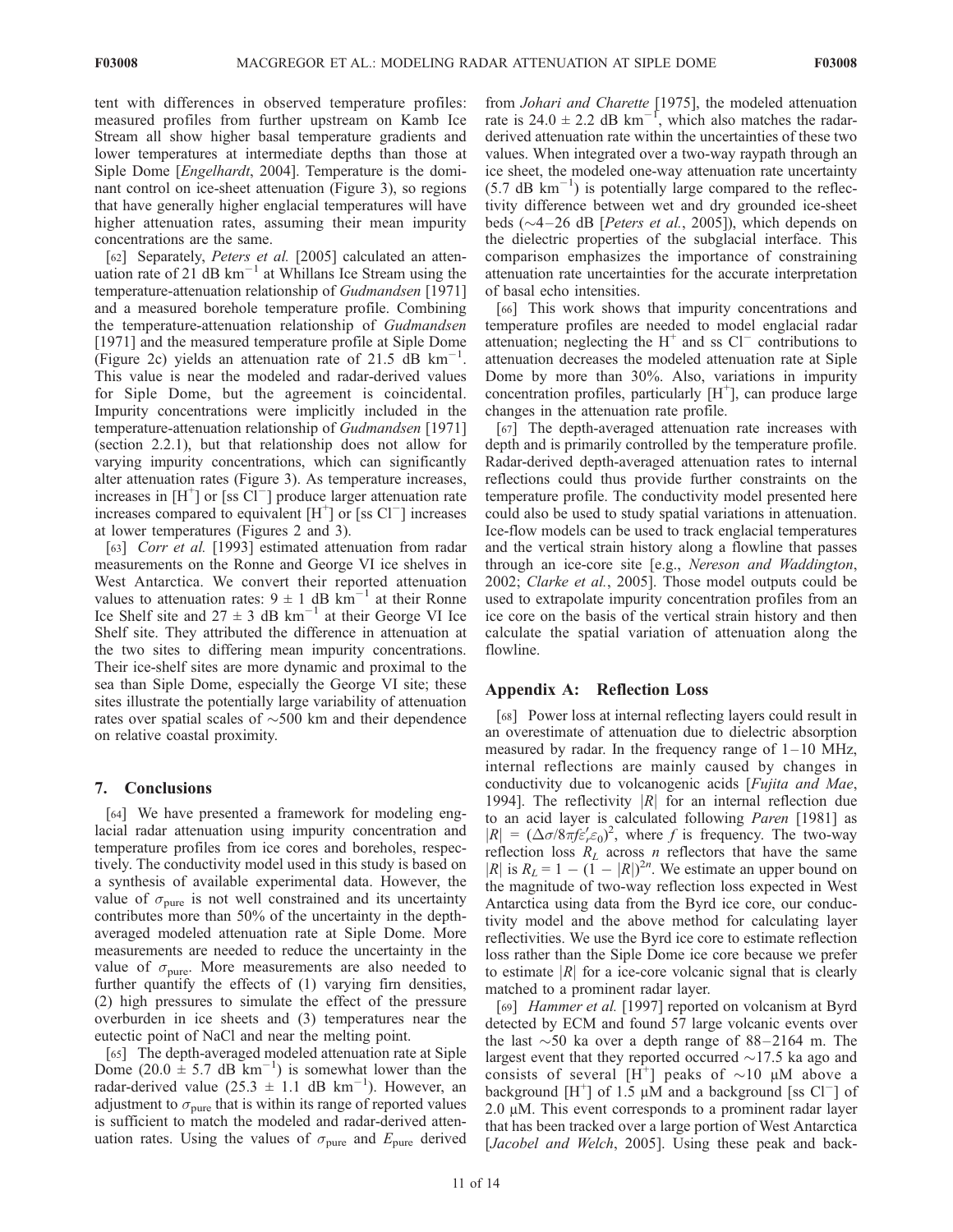tent with differences in observed temperature profiles: measured profiles from further upstream on Kamb Ice Stream all show higher basal temperature gradients and lower temperatures at intermediate depths than those at Siple Dome [*Engelhardt*, 2004]. Temperature is the dominant control on ice-sheet attenuation (Figure 3), so regions that have generally higher englacial temperatures will have higher attenuation rates, assuming their mean impurity concentrations are the same.

[62] Separately, *Peters et al.* [2005] calculated an attenuation rate of 21 dB $km^{-1}$ at Whillans Ice Stream using the temperature-attenuation relationship of *Gudmandsen* [1971] and a measured borehole temperature profile. Combining the temperature-attenuation relationship of *Gudmandsen* [1971] and the measured temperature profile at Siple Dome (Figure 2c) yields an attenuation rate of 21.5 dB $km^{-1}$. This value is near the modeled and radar-derived values for Siple Dome, but the agreement is coincidental. Impurity concentrations were implicitly included in the temperature-attenuation relationship of *Gudmandsen* [1971] (section 2.2.1), but that relationship does not allow for varying impurity concentrations, which can significantly alter attenuation rates (Figure 3). As temperature increases, increases in [$H^+$] or [ss $Cl^-$] produce larger attenuation rate increases compared to equivalent [$H^+$] or [ss $Cl^-$] increases at lower temperatures (Figures 2 and 3).

[63] *Corr et al.* [1993] estimated attenuation from radar measurements on the Ronne and George VI ice shelves in West Antarctica. We convert their reported attenuation values to attenuation rates: $9 \pm 1$ dB $km^{-1}$ at their Ronne Ice Shelf site and $27 \pm 3$ dB $km^{-1}$ at their George VI Ice Shelf site. They attributed the difference in attenuation at the two sites to differing mean impurity concentrations. Their ice-shelf sites are more dynamic and proximal to the sea than Siple Dome, especially the George VI site; these sites illustrate the potentially large variability of attenuation rates over spatial scales of ~500 km and their dependence on relative coastal proximity.

## 7. Conclusions

[64] We have presented a framework for modeling englacial radar attenuation using impurity concentration and temperature profiles from ice cores and boreholes, respectively. The conductivity model used in this study is based on a synthesis of available experimental data. However, the value of $\sigma_{pure}$ is not well constrained and its uncertainty contributes more than 50% of the uncertainty in the depth-averaged modeled attenuation rate at Siple Dome. More measurements are needed to reduce the uncertainty in the value of $\sigma_{pure}$. More measurements are also needed to further quantify the effects of (1) varying firn densities, (2) high pressures to simulate the effect of the pressure overburden in ice sheets and (3) temperatures near the eutectic point of NaCl and near the melting point.

[65] The depth-averaged modeled attenuation rate at Siple Dome ($20.0 \pm 5.7$ dB $km^{-1}$) is somewhat lower than the radar-derived value ($25.3 \pm 1.1$ dB $km^{-1}$). However, an adjustment to $\sigma_{pure}$ that is within its range of reported values is sufficient to match the modeled and radar-derived attenuation rates. Using the values of $\sigma_{pure}$ and $E_{pure}$ derived from *Johari and Charette* [1975], the modeled attenuation rate is $24.0 \pm 2.2$ dB $km^{-1}$, which also matches the radar-derived attenuation rate within the uncertainties of these two values. When integrated over a two-way raypath through an ice sheet, the modeled one-way attenuation rate uncertainty (5.7 dB $km^{-1}$) is potentially large compared to the reflectivity difference between wet and dry grounded ice-sheet beds (~4–26 dB [*Peters et al.*, 2005]), which depends on the dielectric properties of the subglacial interface. This comparison emphasizes the importance of constraining attenuation rate uncertainties for the accurate interpretation of basal echo intensities.

[66] This work shows that impurity concentrations and temperature profiles are needed to model englacial radar attenuation; neglecting the $H^+$ and ss $Cl^-$ contributions to attenuation decreases the modeled attenuation rate at Siple Dome by more than 30%. Also, variations in impurity concentration profiles, particularly [$H^+$], can produce large changes in the attenuation rate profile.

[67] The depth-averaged attenuation rate increases with depth and is primarily controlled by the temperature profile. Radar-derived depth-averaged attenuation rates to internal reflections could thus provide further constraints on the temperature profile. The conductivity model presented here could also be used to study spatial variations in attenuation. Ice-flow models can be used to track englacial temperatures and the vertical strain history along a flowline that passes through an ice-core site [e.g., *Nereson and Waddington*, 2002; *Clarke et al.*, 2005]. Those model outputs could be used to extrapolate impurity concentration profiles from an ice core on the basis of the vertical strain history and then calculate the spatial variation of attenuation along the flowline.

## Appendix A: Reflection Loss

[68] Power loss at internal reflecting layers could result in an overestimate of attenuation due to dielectric absorption measured by radar. In the frequency range of 1–10 MHz, internal reflections are mainly caused by changes in conductivity due to volcanogenic acids [*Fujita and Mae*, 1994]. The reflectivity $|R|$ for an internal reflection due to an acid layer is calculated following *Paren* [1981] as $|R| = (\Delta\sigma/8\pi f\varepsilon'_r\varepsilon_0)^2$, where $f$ is frequency. The two-way reflection loss $R_L$ across $n$ reflectors that have the same $|R|$ is $R_L = 1 - (1 - |R|)^{2n}$. We estimate an upper bound on the magnitude of two-way reflection loss expected in West Antarctica using data from the Byrd ice core, our conductivity model and the above method for calculating layer reflectivities. We use the Byrd ice core to estimate reflection loss rather than the Siple Dome ice core because we prefer to estimate $|R|$ for a ice-core volcanic signal that is clearly matched to a prominent radar layer.

[69] *Hammer et al.* [1997] reported on volcanism at Byrd detected by ECM and found 57 large volcanic events over the last ~50 ka over a depth range of 88–2164 m. The largest event that they reported occurred ~17.5 ka ago and consists of several [$H^+$] peaks of ~10 μM above a background [$H^+$] of 1.5 μM and a background [ss $Cl^-$] of 2.0 μM. This event corresponds to a prominent radar layer that has been tracked over a large portion of West Antarctica [*Jacobel and Welch*, 2005]. Using these peak and back-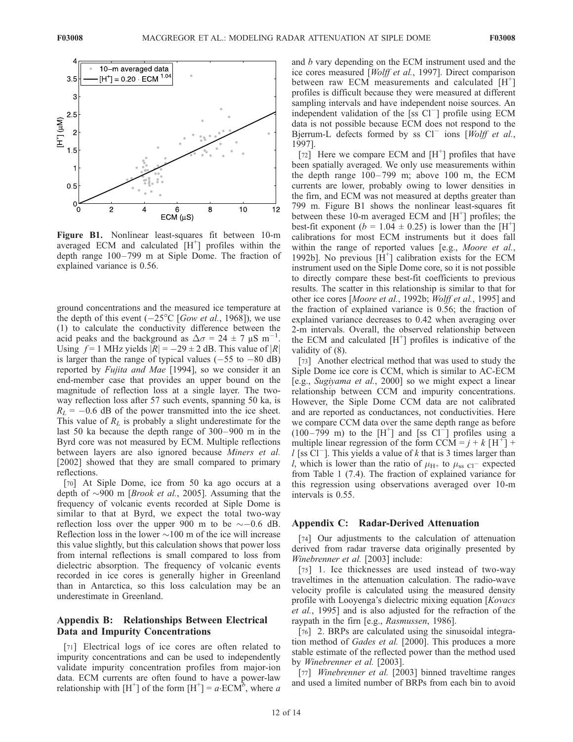**Figure B1.** Nonlinear least-squares fit between 10-m averaged ECM and calculated $[H^+]$ profiles within the depth range 100–799 m at Siple Dome. The fraction of explained variance is 0.56.

ground concentrations and the measured ice temperature at the depth of this event (−25°C [*Gow et al.*, 1968]), we use (1) to calculate the conductivity difference between the acid peaks and the background as $\Delta\sigma = 24 \pm 7$ μS m$^{-1}$. Using $f = 1$ MHz yields $|R| = -29 \pm 2$ dB. This value of $|R|$ is larger than the range of typical values (−55 to −80 dB) reported by *Fujita and Mae* [1994], so we consider it an end-member case that provides an upper bound on the magnitude of reflection loss at a single layer. The two-way reflection loss after 57 such events, spanning 50 ka, is $R_L = -0.6$ dB of the power transmitted into the ice sheet. This value of $R_L$ is probably a slight underestimate for the last 50 ka because the depth range of 300–900 m in the Byrd core was not measured by ECM. Multiple reflections between layers are also ignored because *Miners et al.* [2002] showed that they are small compared to primary reflections.

[70] At Siple Dome, ice from 50 ka ago occurs at a depth of ∼900 m [*Brook et al.*, 2005]. Assuming that the frequency of volcanic events recorded at Siple Dome is similar to that at Byrd, we expect the total two-way reflection loss over the upper 900 m to be ∼−0.6 dB. Reflection loss in the lower ∼100 m of the ice will increase this value slightly, but this calculation shows that power loss from internal reflections is small compared to loss from dielectric absorption. The frequency of volcanic events recorded in ice cores is generally higher in Greenland than in Antarctica, so this loss calculation may be an underestimate in Greenland.

## Appendix B: Relationships Between Electrical Data and Impurity Concentrations

[71] Electrical logs of ice cores are often related to impurity concentrations and can be used to independently validate impurity concentration profiles from major-ion data. ECM currents are often found to have a power-law relationship with $[H^+]$ of the form $[H^+] = a \cdot \mathrm{ECM}^b$, where $a$ and $b$ vary depending on the ECM instrument used and the ice cores measured [*Wolff et al.*, 1997]. Direct comparison between raw ECM measurements and calculated $[H^+]$ profiles is difficult because they were measured at different sampling intervals and have independent noise sources. An independent validation of the [ss $Cl^-$] profile using ECM data is not possible because ECM does not respond to the Bjerrum-L defects formed by ss $Cl^-$ ions [*Wolff et al.*, 1997].

[72] Here we compare ECM and $[H^+]$ profiles that have been spatially averaged. We only use measurements within the depth range 100–799 m; above 100 m, the ECM currents are lower, probably owing to lower densities in the firn, and ECM was not measured at depths greater than 799 m. Figure B1 shows the nonlinear least-squares fit between these 10-m averaged ECM and $[H^+]$ profiles; the best-fit exponent ($b = 1.04 \pm 0.25$) is lower than the $[H^+]$ calibrations for most ECM instruments but it does fall within the range of reported values [e.g., *Moore et al.*, 1992b]. No previous $[H^+]$ calibration exists for the ECM instrument used on the Siple Dome core, so it is not possible to directly compare these best-fit coefficients to previous results. The scatter in this relationship is similar to that for other ice cores [*Moore et al.*, 1992b; *Wolff et al.*, 1995] and the fraction of explained variance is 0.56; the fraction of explained variance decreases to 0.42 when averaging over 2-m intervals. Overall, the observed relationship between the ECM and calculated $[H^+]$ profiles is indicative of the validity of (8).

[73] Another electrical method that was used to study the Siple Dome ice core is CCM, which is similar to AC-ECM [e.g., *Sugiyama et al.*, 2000] so we might expect a linear relationship between CCM and impurity concentrations. However, the Siple Dome CCM data are not calibrated and are reported as conductances, not conductivities. Here we compare CCM data over the same depth range as before (100–799 m) to the $[H^+]$ and [ss $Cl^-$] profiles using a multiple linear regression of the form $\mathrm{CCM} = j + k\,[H^+] + l\,[\mathrm{ss}\ Cl^-]$. This yields a value of $k$ that is 3 times larger than $l$, which is lower than the ratio of $\mu_{H+}$ to $\mu_{\mathrm{ss}\ Cl^-}$ expected from Table 1 (7.4). The fraction of explained variance for this regression using observations averaged over 10-m intervals is 0.55.

## Appendix C: Radar-Derived Attenuation

[74] Our adjustments to the calculation of attenuation derived from radar traverse data originally presented by *Winebrenner et al.* [2003] include:

[75] 1. Ice thicknesses are used instead of two-way traveltimes in the attenuation calculation. The radio-wave velocity profile is calculated using the measured density profile with Looyenga's dielectric mixing equation [*Kovacs et al.*, 1995] and is also adjusted for the refraction of the raypath in the firn [e.g., *Rasmussen*, 1986].

[76] 2. BRPs are calculated using the sinusoidal integration method of *Gades et al.* [2000]. This produces a more stable estimate of the reflected power than the method used by *Winebrenner et al.* [2003].

[77] *Winebrenner et al.* [2003] binned traveltime ranges and used a limited number of BRPs from each bin to avoid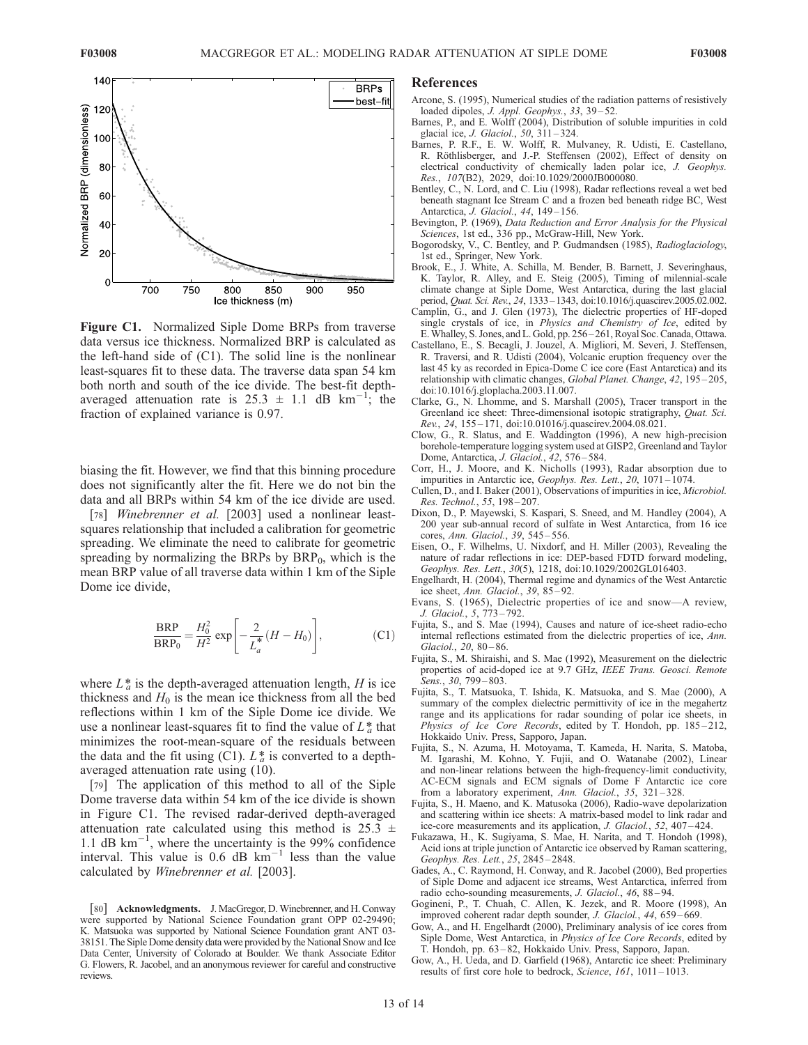**Figure C1.** Normalized Siple Dome BRPs from traverse data versus ice thickness. Normalized BRP is calculated as the left-hand side of (C1). The solid line is the nonlinear least-squares fit to these data. The traverse data span 54 km both north and south of the ice divide. The best-fit depth-averaged attenuation rate is $25.3 \pm 1.1$ dB km$^{-1}$; the fraction of explained variance is 0.97.

biasing the fit. However, we find that this binning procedure does not significantly alter the fit. Here we do not bin the data and all BRPs within 54 km of the ice divide are used.

[78] *Winebrenner et al.* [2003] used a nonlinear least-squares relationship that included a calibration for geometric spreading. We eliminate the need to calibrate for geometric spreading by normalizing the BRPs by $BRP_0$, which is the mean BRP value of all traverse data within 1 km of the Siple Dome ice divide,

$$\frac{\mathrm{BRP}}{\mathrm{BRP}_0} = \frac{H_0^2}{H^2} \exp\left[-\frac{2}{L_a^*}(H - H_0)\right], \tag{C1}$$

where $L_a^*$ is the depth-averaged attenuation length, $H$ is ice thickness and $H_0$ is the mean ice thickness from all the bed reflections within 1 km of the Siple Dome ice divide. We use a nonlinear least-squares fit to find the value of $L_a^*$ that minimizes the root-mean-square of the residuals between the data and the fit using (C1). $L_a^*$ is converted to a depth-averaged attenuation rate using (10).

[79] The application of this method to all of the Siple Dome traverse data within 54 km of the ice divide is shown in Figure C1. The revised radar-derived depth-averaged attenuation rate calculated using this method is $25.3 \pm 1.1$ dB km$^{-1}$, where the uncertainty is the 99% confidence interval. This value is 0.6 dB km$^{-1}$ less than the value calculated by *Winebrenner et al.* [2003].

[80] **Acknowledgments.** J. MacGregor, D. Winebrenner, and H. Conway were supported by National Science Foundation grant OPP 02-29490; K. Matsuoka was supported by National Science Foundation grant ANT 03-38151. The Siple Dome density data were provided by the National Snow and Ice Data Center, University of Colorado at Boulder. We thank Associate Editor G. Flowers, R. Jacobel, and an anonymous reviewer for careful and constructive reviews.

## References

Arcone, S. (1995), Numerical studies of the radiation patterns of resistively loaded dipoles, *J. Appl. Geophys.*, *33*, 39–52.

Barnes, P., and E. Wolff (2004), Distribution of soluble impurities in cold glacial ice, *J. Glaciol.*, *50*, 311–324.

Barnes, P. R.F., E. W. Wolff, R. Mulvaney, R. Udisti, E. Castellano, R. Röthlisberger, and J.-P. Steffensen (2002), Effect of density on electrical conductivity of chemically laden polar ice, *J. Geophys. Res.*, *107*(B2), 2029, doi:10.1029/2000JB000080.

Bentley, C., N. Lord, and C. Liu (1998), Radar reflections reveal a wet bed beneath stagnant Ice Stream C and a frozen bed beneath ridge BC, West Antarctica, *J. Glaciol.*, *44*, 149–156.

Bevington, P. (1969), *Data Reduction and Error Analysis for the Physical Sciences*, 1st ed., 336 pp., McGraw-Hill, New York.

Bogorodsky, V., C. Bentley, and P. Gudmandsen (1985), *Radioglaciology*, 1st ed., Springer, New York.

Brook, E., J. White, A. Schilla, M. Bender, B. Barnett, J. Severinghaus, K. Taylor, R. Alley, and E. Steig (2005), Timing of millennial-scale climate change at Siple Dome, West Antarctica, during the last glacial period, *Quat. Sci. Rev.*, *24*, 1333–1343, doi:10.1016/j.quascirev.2005.02.002.

Camplin, G., and J. Glen (1973), The dielectric properties of HF-doped single crystals of ice, in *Physics and Chemistry of Ice*, edited by E. Whalley, S. Jones, and L. Gold, pp. 256–261, Royal Soc. Canada, Ottawa.

Castellano, E., S. Becagli, J. Jouzel, A. Migliori, M. Severi, J. Steffensen, R. Traversi, and R. Udisti (2004), Volcanic eruption frequency over the last 45 ky as recorded in Epica-Dome C ice core (East Antarctica) and its relationship with climatic changes, *Global Planet. Change*, *42*, 195–205, doi:10.1016/j.gloplacha.2003.11.007.

Clarke, G., N. Lhomme, and S. Marshall (2005), Tracer transport in the Greenland ice sheet: Three-dimensional isotopic stratigraphy, *Quat. Sci. Rev.*, *24*, 155–171, doi:10.01016/j.quascirev.2004.08.021.

Clow, G., R. Slatus, and E. Waddington (1996), A new high-precision borehole-temperature logging system used at GISP2, Greenland and Taylor Dome, Antarctica, *J. Glaciol.*, *42*, 576–584.

Corr, H., J. Moore, and K. Nicholls (1993), Radar absorption due to impurities in Antarctic ice, *Geophys. Res. Lett.*, *20*, 1071–1074.

Cullen, D., and I. Baker (2001), Observations of impurities in ice, *Microbiol. Res. Technol.*, *55*, 198–207.

Dixon, D., P. Mayewski, S. Kaspari, S. Sneed, and M. Handley (2004), A 200 year sub-annual record of sulfate in West Antarctica, from 16 ice cores, *Ann. Glaciol.*, *39*, 545–556.

Eisen, O., F. Wilhelms, U. Nixdorf, and H. Miller (2003), Revealing the nature of radar reflections in ice: DEP-based FDTD forward modeling, *Geophys. Res. Lett.*, *30*(5), 1218, doi:10.1029/2002GL016403.

Engelhardt, H. (2004), Thermal regime and dynamics of the West Antarctic ice sheet, *Ann. Glaciol.*, *39*, 85–92.

Evans, S. (1965), Dielectric properties of ice and snow—A review, *J. Glaciol.*, *5*, 773–792.

Fujita, S., and S. Mae (1994), Causes and nature of ice-sheet radio-echo internal reflections estimated from the dielectric properties of ice, *Ann. Glaciol.*, *20*, 80–86.

Fujita, S., M. Shiraishi, and S. Mae (1992), Measurement on the dielectric properties of acid-doped ice at 9.7 GHz, *IEEE Trans. Geosci. Remote Sens.*, *30*, 799–803.

Fujita, S., T. Matsuoka, T. Ishida, K. Matsuoka, and S. Mae (2000), A summary of the complex dielectric permittivity of ice in the megahertz range and its applications for radar sounding of polar ice sheets, in *Physics of Ice Core Records*, edited by T. Hondoh, pp. 185–212, Hokkaido Univ. Press, Sapporo, Japan.

Fujita, S., N. Azuma, H. Motoyama, T. Kameda, H. Narita, S. Matoba, M. Igarashi, M. Kohno, Y. Fujii, and O. Watanabe (2002), Linear and non-linear relations between the high-frequency-limit conductivity, AC-ECM signals and ECM signals of Dome F Antarctic ice core from a laboratory experiment, *Ann. Glaciol.*, *35*, 321–328.

Fujita, S., H. Maeno, and K. Matsuoka (2006), Radio-wave depolarization and scattering within ice sheets: A matrix-based model to link radar and ice-core measurements and its application, *J. Glaciol.*, *52*, 407–424.

Fukazawa, H., K. Sugiyama, S. Mae, H. Narita, and T. Hondoh (1998), Acid ions at triple junction of Antarctic ice observed by Raman scattering, *Geophys. Res. Lett.*, *25*, 2845–2848.

Gades, A., C. Raymond, H. Conway, and R. Jacobel (2000), Bed properties of Siple Dome and adjacent ice streams, West Antarctica, inferred from radio echo-sounding measurements, *J. Glaciol.*, *46*, 88–94.

Gogineni, P., T. Chuah, C. Allen, K. Jezek, and R. Moore (1998), An improved coherent radar depth sounder, *J. Glaciol.*, *44*, 659–669.

Gow, A., and H. Engelhardt (2000), Preliminary analysis of ice cores from Siple Dome, West Antarctica, in *Physics of Ice Core Records*, edited by T. Hondoh, pp. 63–82, Hokkaido Univ. Press, Sapporo, Japan.

Gow, A., H. Ueda, and D. Garfield (1968), Antarctic ice sheet: Preliminary results of first core hole to bedrock, *Science*, *161*, 1011–1013.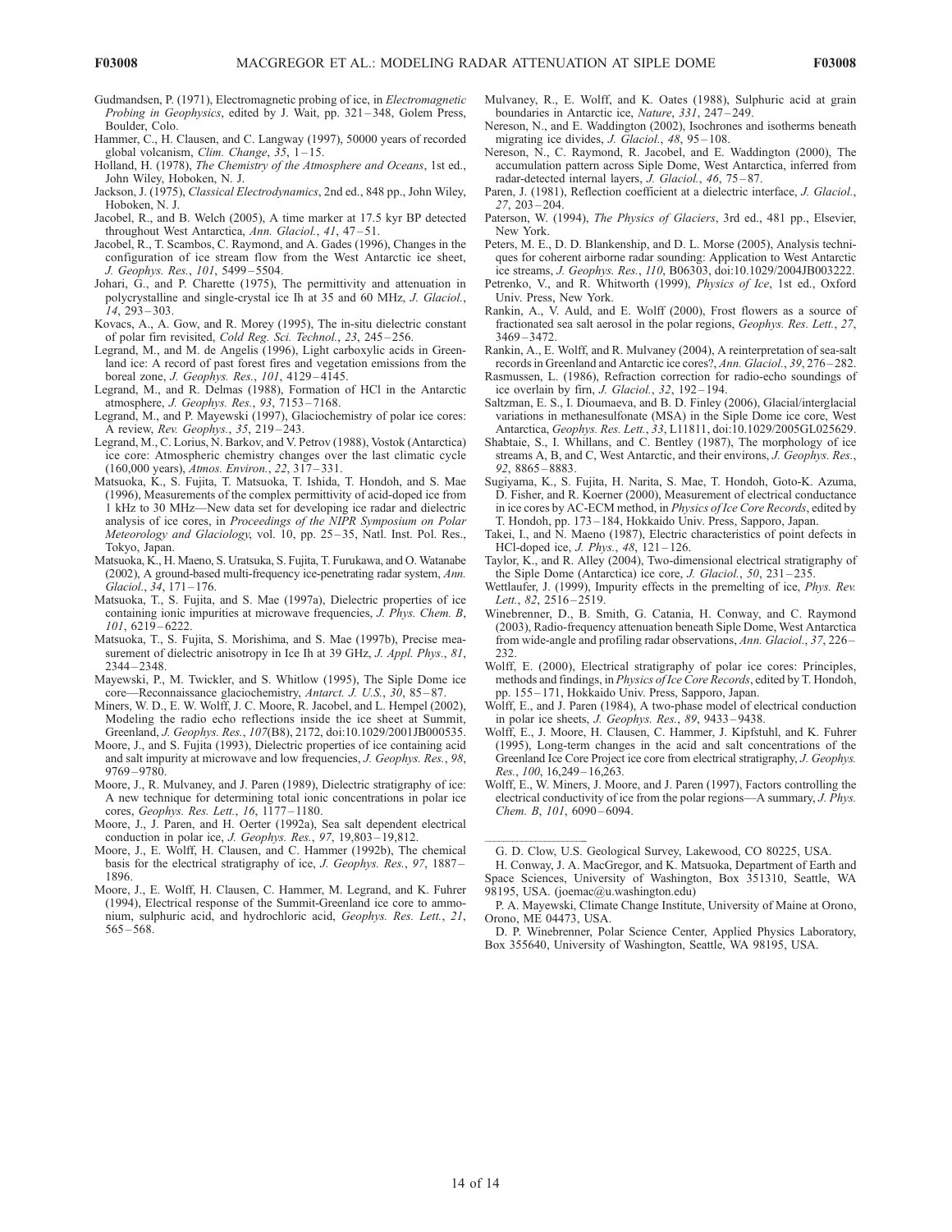Gudmandsen, P. (1971), Electromagnetic probing of ice, in *Electromagnetic Probing in Geophysics*, edited by J. Wait, pp. 321–348, Golem Press, Boulder, Colo.

Hammer, C., H. Clausen, and C. Langway (1997), 50000 years of recorded global volcanism, *Clim. Change*, *35*, 1–15.

Holland, H. (1978), *The Chemistry of the Atmosphere and Oceans*, 1st ed., John Wiley, Hoboken, N. J.

Jackson, J. (1975), *Classical Electrodynamics*, 2nd ed., 848 pp., John Wiley, Hoboken, N. J.

Jacobel, R., and B. Welch (2005), A time marker at 17.5 kyr BP detected throughout West Antarctica, *Ann. Glaciol.*, *41*, 47–51.

Jacobel, R., T. Scambos, C. Raymond, and A. Gades (1996), Changes in the configuration of ice stream flow from the West Antarctic ice sheet, *J. Geophys. Res.*, *101*, 5499–5504.

Johari, G., and P. Charette (1975), The permittivity and attenuation in polycrystalline and single-crystal ice Ih at 35 and 60 MHz, *J. Glaciol.*, *14*, 293–303.

Kovacs, A., A. Gow, and R. Morey (1995), The in-situ dielectric constant of polar firn revisited, *Cold Reg. Sci. Technol.*, *23*, 245–256.

Legrand, M., and M. de Angelis (1996), Light carboxylic acids in Greenland ice: A record of past forest fires and vegetation emissions from the boreal zone, *J. Geophys. Res.*, *101*, 4129–4145.

Legrand, M., and R. Delmas (1988), Formation of HCl in the Antarctic atmosphere, *J. Geophys. Res.*, *93*, 7153–7168.

Legrand, M., and P. Mayewski (1997), Glaciochemistry of polar ice cores: A review, *Rev. Geophys.*, *35*, 219–243.

Legrand, M., C. Lorius, N. Barkov, and V. Petrov (1988), Vostok (Antarctica) ice core: Atmospheric chemistry changes over the last climatic cycle (160,000 years), *Atmos. Environ.*, *22*, 317–331.

Matsuoka, K., S. Fujita, T. Matsuoka, T. Ishida, T. Hondoh, and S. Mae (1996), Measurements of the complex permittivity of acid-doped ice from 1 kHz to 30 MHz—New data set for developing ice radar and dielectric analysis of ice cores, in *Proceedings of the NIPR Symposium on Polar Meteorology and Glaciology*, vol. 10, pp. 25–35, Natl. Inst. Pol. Res., Tokyo, Japan.

Matsuoka, K., H. Maeno, S. Uratsuka, S. Fujita, T. Furukawa, and O. Watanabe (2002), A ground-based multi-frequency ice-penetrating radar system, *Ann. Glaciol.*, *34*, 171–176.

Matsuoka, T., S. Fujita, and S. Mae (1997a), Dielectric properties of ice containing ionic impurities at microwave frequencies, *J. Phys. Chem. B*, *101*, 6219–6222.

Matsuoka, T., S. Fujita, S. Morishima, and S. Mae (1997b), Precise measurement of dielectric anisotropy in Ice Ih at 39 GHz, *J. Appl. Phys.*, *81*, 2344–2348.

Mayewski, P., M. Twickler, and S. Whitlow (1995), The Siple Dome ice core—Reconnaissance glaciochemistry, *Antarct. J. U.S.*, *30*, 85–87.

Miners, W. D., E. W. Wolff, J. C. Moore, R. Jacobel, and L. Hempel (2002), Modeling the radio echo reflections inside the ice sheet at Summit, Greenland, *J. Geophys. Res.*, *107*(B8), 2172, doi:10.1029/2001JB000535.

Moore, J., and S. Fujita (1993), Dielectric properties of ice containing acid and salt impurity at microwave and low frequencies, *J. Geophys. Res.*, *98*, 9769–9780.

Moore, J., R. Mulvaney, and J. Paren (1989), Dielectric stratigraphy of ice: A new technique for determining total ionic concentrations in polar ice cores, *Geophys. Res. Lett.*, *16*, 1177–1180.

Moore, J., J. Paren, and H. Oerter (1992a), Sea salt dependent electrical conduction in polar ice, *J. Geophys. Res.*, *97*, 19,803–19,812.

Moore, J., E. Wolff, H. Clausen, and C. Hammer (1992b), The chemical basis for the electrical stratigraphy of ice, *J. Geophys. Res.*, *97*, 1887–1896.

Moore, J., E. Wolff, H. Clausen, C. Hammer, M. Legrand, and K. Fuhrer (1994), Electrical response of the Summit-Greenland ice core to ammonium, sulphuric acid, and hydrochloric acid, *Geophys. Res. Lett.*, *21*, 565–568.

Mulvaney, R., E. Wolff, and K. Oates (1988), Sulphuric acid at grain boundaries in Antarctic ice, *Nature*, *331*, 247–249.

Nereson, N., and E. Waddington (2002), Isochrones and isotherms beneath migrating ice divides, *J. Glaciol.*, *48*, 95–108.

Nereson, N., C. Raymond, R. Jacobel, and E. Waddington (2000), The accumulation pattern across Siple Dome, West Antarctica, inferred from radar-detected internal layers, *J. Glaciol.*, *46*, 75–87.

Paren, J. (1981), Reflection coefficient at a dielectric interface, *J. Glaciol.*, *27*, 203–204.

Paterson, W. (1994), *The Physics of Glaciers*, 3rd ed., 481 pp., Elsevier, New York.

Peters, M. E., D. D. Blankenship, and D. L. Morse (2005), Analysis techniques for coherent airborne radar sounding: Application to West Antarctic ice streams, *J. Geophys. Res.*, *110*, B06303, doi:10.1029/2004JB003222.

Petrenko, V., and R. Whitworth (1999), *Physics of Ice*, 1st ed., Oxford Univ. Press, New York.

Rankin, A., V. Auld, and E. Wolff (2000), Frost flowers as a source of fractionated sea salt aerosol in the polar regions, *Geophys. Res. Lett.*, *27*, 3469–3472.

Rankin, A., E. Wolff, and R. Mulvaney (2004), A reinterpretation of sea-salt records in Greenland and Antarctic ice cores?, *Ann. Glaciol.*, *39*, 276–282.

Rasmussen, L. (1986), Refraction correction for radio-echo soundings of ice overlain by firn, *J. Glaciol.*, *32*, 192–194.

Saltzman, E. S., I. Dioumaeva, and B. D. Finley (2006), Glacial/interglacial variations in methanesulfonate (MSA) in the Siple Dome ice core, West Antarctica, *Geophys. Res. Lett.*, *33*, L11811, doi:10.1029/2005GL025629.

Shabtaie, S., I. Whillans, and C. Bentley (1987), The morphology of ice streams A, B, and C, West Antarctic, and their environs, *J. Geophys. Res.*, *92*, 8865–8883.

Sugiyama, K., S. Fujita, H. Narita, S. Mae, T. Hondoh, Goto-K. Azuma, D. Fisher, and R. Koerner (2000), Measurement of electrical conductance in ice cores by AC-ECM method, in *Physics of Ice Core Records*, edited by T. Hondoh, pp. 173–184, Hokkaido Univ. Press, Sapporo, Japan.

Takei, I., and N. Maeno (1987), Electric characteristics of point defects in HCl-doped ice, *J. Phys.*, *48*, 121–126.

Taylor, K., and R. Alley (2004), Two-dimensional electrical stratigraphy of the Siple Dome (Antarctica) ice core, *J. Glaciol.*, *50*, 231–235.

Wettlaufer, J. (1999), Impurity effects in the premelting of ice, *Phys. Rev. Lett.*, *82*, 2516–2519.

Winebrenner, D., B. Smith, G. Catania, H. Conway, and C. Raymond (2003), Radio-frequency attenuation beneath Siple Dome, West Antarctica from wide-angle and profiling radar observations, *Ann. Glaciol.*, *37*, 226–232.

Wolff, E. (2000), Electrical stratigraphy of polar ice cores: Principles, methods and findings, in *Physics of Ice Core Records*, edited by T. Hondoh, pp. 155–171, Hokkaido Univ. Press, Sapporo, Japan.

Wolff, E., and J. Paren (1984), A two-phase model of electrical conduction in polar ice sheets, *J. Geophys. Res.*, *89*, 9433–9438.

Wolff, E., J. Moore, H. Clausen, C. Hammer, J. Kipfstuhl, and K. Fuhrer (1995), Long-term changes in the acid and salt concentrations of the Greenland Ice Core Project ice core from electrical stratigraphy, *J. Geophys. Res.*, *100*, 16,249–16,263.

Wolff, E., W. Miners, J. Moore, and J. Paren (1997), Factors controlling the electrical conductivity of ice from the polar regions—A summary, *J. Phys. Chem. B*, *101*, 6090–6094.

---

G. D. Clow, U.S. Geological Survey, Lakewood, CO 80225, USA.

H. Conway, J. A. MacGregor, and K. Matsuoka, Department of Earth and Space Sciences, University of Washington, Box 351310, Seattle, WA 98195, USA. (joemac@u.washington.edu)

P. A. Mayewski, Climate Change Institute, University of Maine at Orono, Orono, ME 04473, USA.

D. P. Winebrenner, Polar Science Center, Applied Physics Laboratory, Box 355640, University of Washington, Seattle, WA 98195, USA.